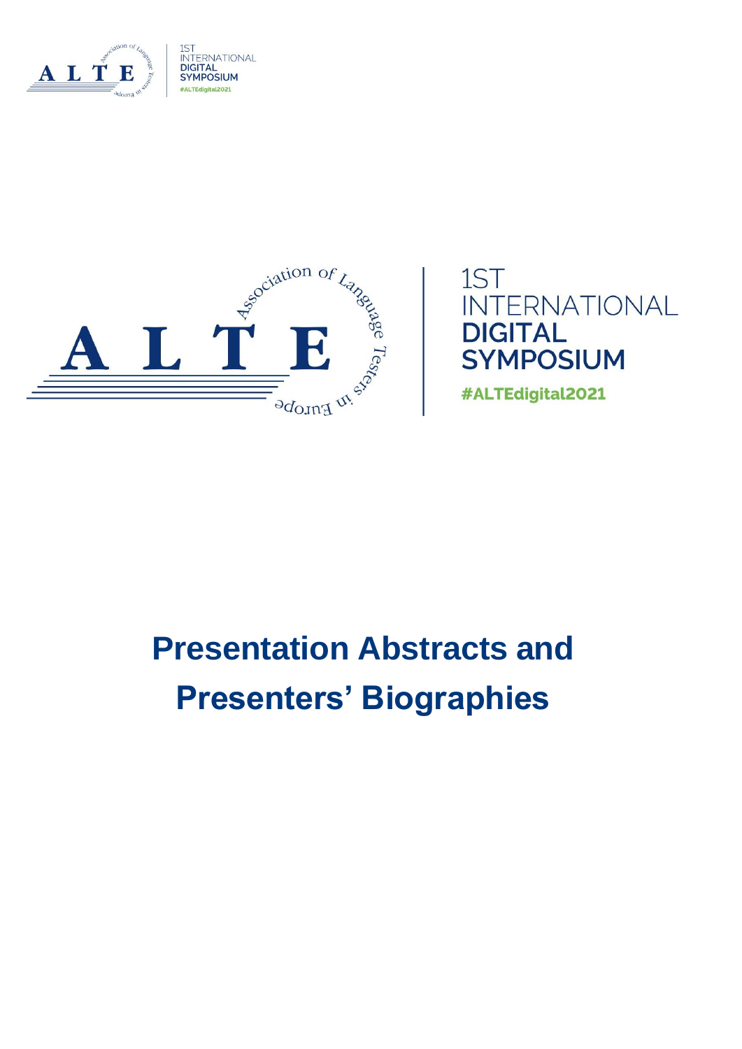1ST INTERNATIONAL DIGITAL SYMPOSIUM

#ALTEdigital2021

# Presentation Abstracts and Presenters' Biographies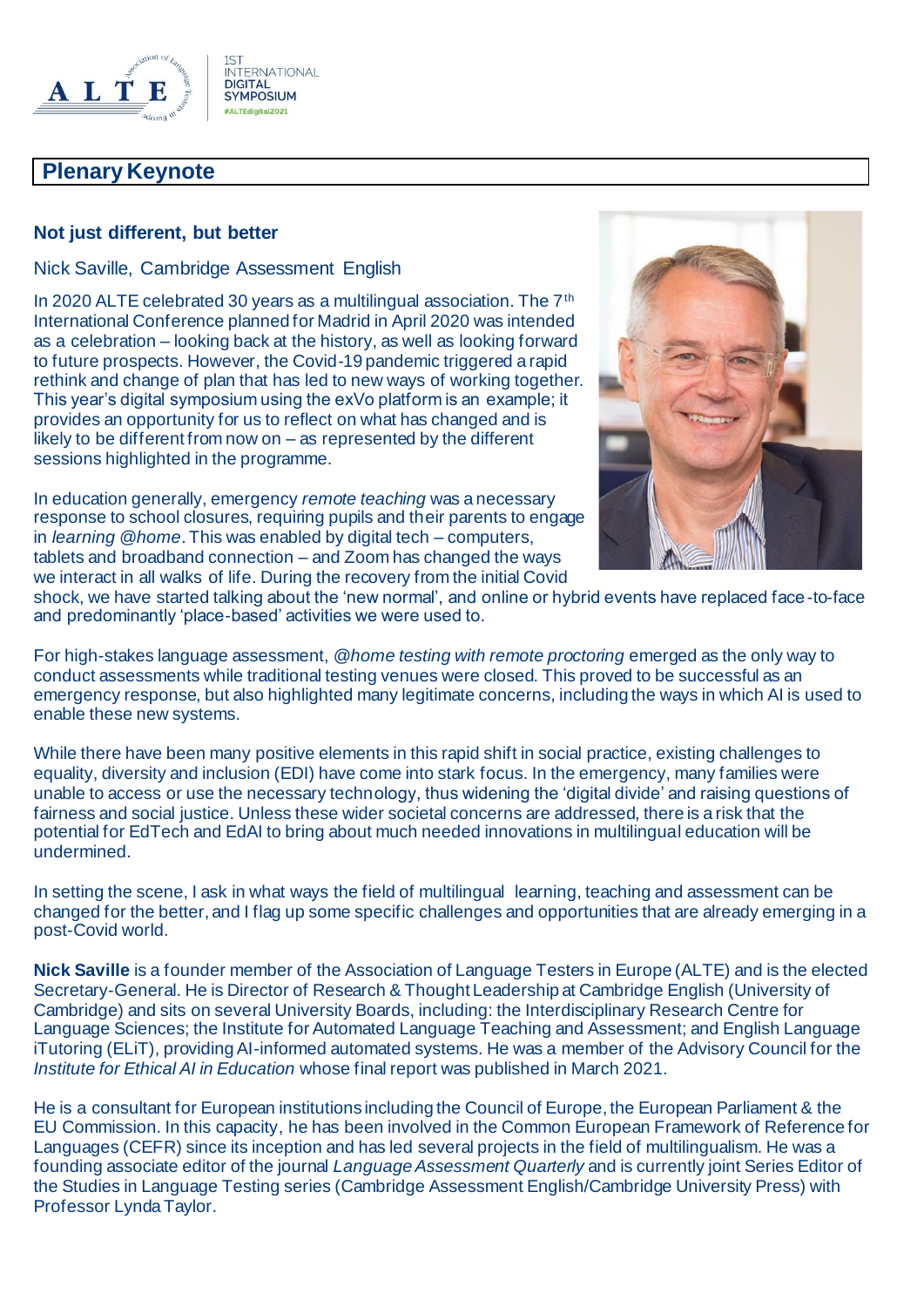## Plenary Keynote

### Not just different, but better

Nick Saville, Cambridge Assessment English

In 2020 ALTE celebrated 30 years as a multilingual association. The 7th International Conference planned for Madrid in April 2020 was intended as a celebration – looking back at the history, as well as looking forward to future prospects. However, the Covid-19 pandemic triggered a rapid rethink and change of plan that has led to new ways of working together. This year's digital symposium using the exVo platform is an example; it provides an opportunity for us to reflect on what has changed and is likely to be different from now on – as represented by the different sessions highlighted in the programme.

In education generally, emergency *remote teaching* was a necessary response to school closures, requiring pupils and their parents to engage in *learning @home*. This was enabled by digital tech – computers, tablets and broadband connection – and Zoom has changed the ways we interact in all walks of life. During the recovery from the initial Covid shock, we have started talking about the 'new normal', and online or hybrid events have replaced face-to-face and predominantly 'place-based' activities we were used to.

For high-stakes language assessment, *@home testing with remote proctoring* emerged as the only way to conduct assessments while traditional testing venues were closed. This proved to be successful as an emergency response, but also highlighted many legitimate concerns, including the ways in which AI is used to enable these new systems.

While there have been many positive elements in this rapid shift in social practice, existing challenges to equality, diversity and inclusion (EDI) have come into stark focus. In the emergency, many families were unable to access or use the necessary technology, thus widening the 'digital divide' and raising questions of fairness and social justice. Unless these wider societal concerns are addressed, there is a risk that the potential for EdTech and EdAI to bring about much needed innovations in multilingual education will be undermined.

In setting the scene, I ask in what ways the field of multilingual learning, teaching and assessment can be changed for the better, and I flag up some specific challenges and opportunities that are already emerging in a post-Covid world.

**Nick Saville** is a founder member of the Association of Language Testers in Europe (ALTE) and is the elected Secretary-General. He is Director of Research & Thought Leadership at Cambridge English (University of Cambridge) and sits on several University Boards, including: the Interdisciplinary Research Centre for Language Sciences; the Institute for Automated Language Teaching and Assessment; and English Language iTutoring (ELiT), providing AI-informed automated systems. He was a member of the Advisory Council for the *Institute for Ethical AI in Education* whose final report was published in March 2021.

He is a consultant for European institutions including the Council of Europe, the European Parliament & the EU Commission. In this capacity, he has been involved in the Common European Framework of Reference for Languages (CEFR) since its inception and has led several projects in the field of multilingualism. He was a founding associate editor of the journal *Language Assessment Quarterly* and is currently joint Series Editor of the Studies in Language Testing series (Cambridge Assessment English/Cambridge University Press) with Professor Lynda Taylor.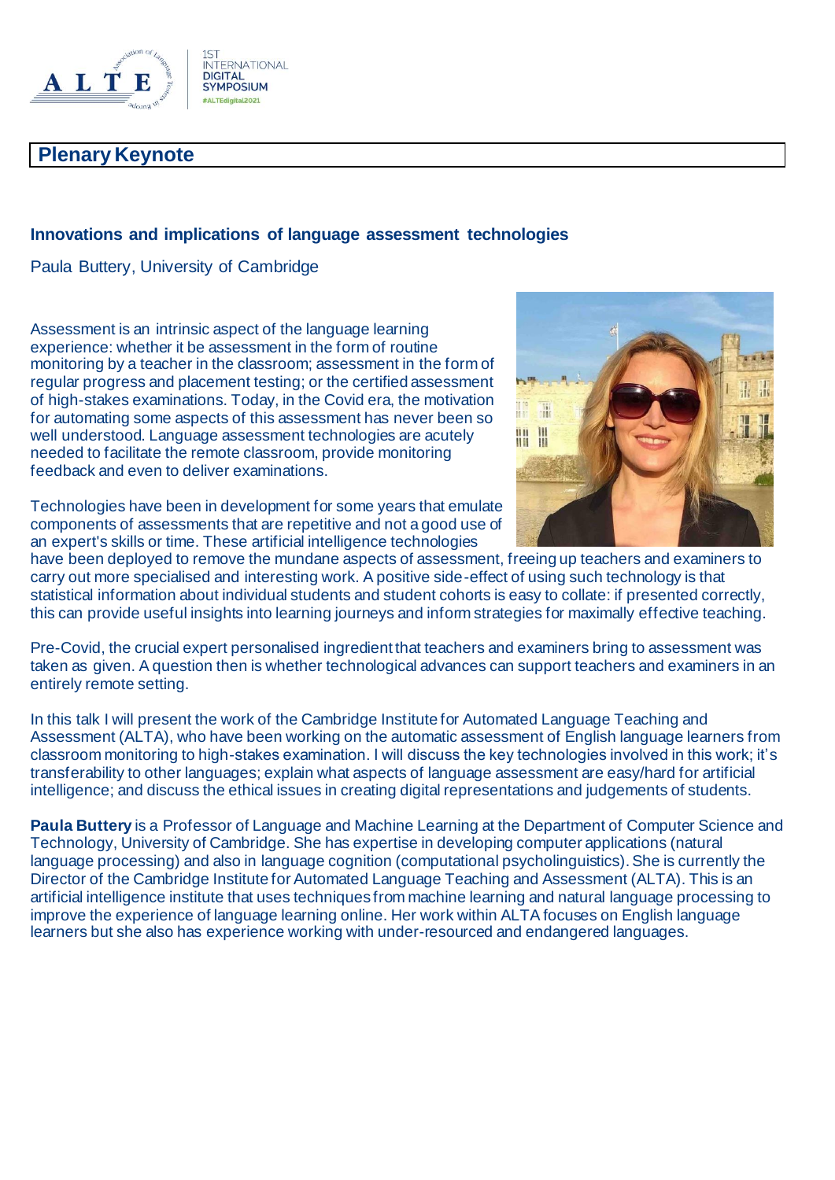## Plenary Keynote

### Innovations and implications of language assessment technologies

Paula Buttery, University of Cambridge

Assessment is an intrinsic aspect of the language learning experience: whether it be assessment in the form of routine monitoring by a teacher in the classroom; assessment in the form of regular progress and placement testing; or the certified assessment of high-stakes examinations. Today, in the Covid era, the motivation for automating some aspects of this assessment has never been so well understood. Language assessment technologies are acutely needed to facilitate the remote classroom, provide monitoring feedback and even to deliver examinations.

Technologies have been in development for some years that emulate components of assessments that are repetitive and not a good use of an expert's skills or time. These artificial intelligence technologies have been deployed to remove the mundane aspects of assessment, freeing up teachers and examiners to carry out more specialised and interesting work. A positive side-effect of using such technology is that statistical information about individual students and student cohorts is easy to collate: if presented correctly, this can provide useful insights into learning journeys and inform strategies for maximally effective teaching.

Pre-Covid, the crucial expert personalised ingredient that teachers and examiners bring to assessment was taken as given. A question then is whether technological advances can support teachers and examiners in an entirely remote setting.

In this talk I will present the work of the Cambridge Institute for Automated Language Teaching and Assessment (ALTA), who have been working on the automatic assessment of English language learners from classroom monitoring to high-stakes examination. I will discuss the key technologies involved in this work; it's transferability to other languages; explain what aspects of language assessment are easy/hard for artificial intelligence; and discuss the ethical issues in creating digital representations and judgements of students.

**Paula Buttery** is a Professor of Language and Machine Learning at the Department of Computer Science and Technology, University of Cambridge. She has expertise in developing computer applications (natural language processing) and also in language cognition (computational psycholinguistics). She is currently the Director of the Cambridge Institute for Automated Language Teaching and Assessment (ALTA). This is an artificial intelligence institute that uses techniques from machine learning and natural language processing to improve the experience of language learning online. Her work within ALTA focuses on English language learners but she also has experience working with under-resourced and endangered languages.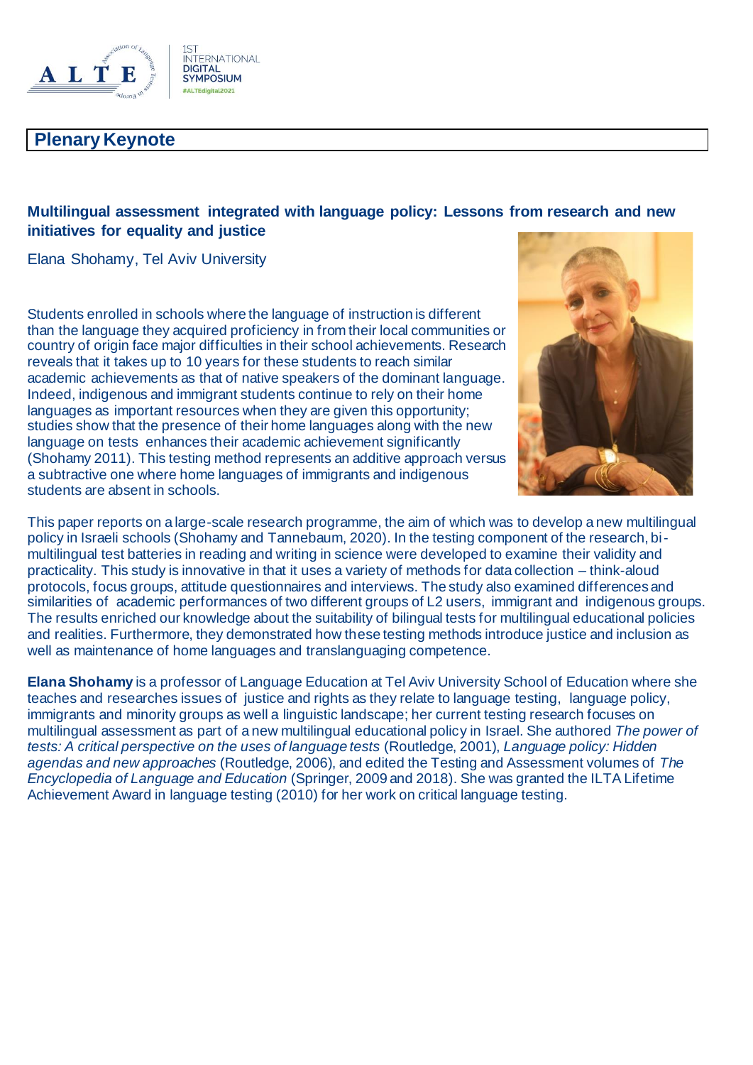## Plenary Keynote

### Multilingual assessment integrated with language policy: Lessons from research and new initiatives for equality and justice

Elana Shohamy, Tel Aviv University

Students enrolled in schools where the language of instruction is different than the language they acquired proficiency in from their local communities or country of origin face major difficulties in their school achievements. Research reveals that it takes up to 10 years for these students to reach similar academic achievements as that of native speakers of the dominant language. Indeed, indigenous and immigrant students continue to rely on their home languages as important resources when they are given this opportunity; studies show that the presence of their home languages along with the new language on tests enhances their academic achievement significantly (Shohamy 2011). This testing method represents an additive approach versus a subtractive one where home languages of immigrants and indigenous students are absent in schools.

This paper reports on a large-scale research programme, the aim of which was to develop a new multilingual policy in Israeli schools (Shohamy and Tannebaum, 2020). In the testing component of the research, bi-multilingual test batteries in reading and writing in science were developed to examine their validity and practicality. This study is innovative in that it uses a variety of methods for data collection – think-aloud protocols, focus groups, attitude questionnaires and interviews. The study also examined differences and similarities of academic performances of two different groups of L2 users, immigrant and indigenous groups. The results enriched our knowledge about the suitability of bilingual tests for multilingual educational policies and realities. Furthermore, they demonstrated how these testing methods introduce justice and inclusion as well as maintenance of home languages and translanguaging competence.

**Elana Shohamy** is a professor of Language Education at Tel Aviv University School of Education where she teaches and researches issues of justice and rights as they relate to language testing, language policy, immigrants and minority groups as well a linguistic landscape; her current testing research focuses on multilingual assessment as part of a new multilingual educational policy in Israel. She authored *The power of tests: A critical perspective on the uses of language tests* (Routledge, 2001), *Language policy: Hidden agendas and new approaches* (Routledge, 2006), and edited the Testing and Assessment volumes of *The Encyclopedia of Language and Education* (Springer, 2009 and 2018). She was granted the ILTA Lifetime Achievement Award in language testing (2010) for her work on critical language testing.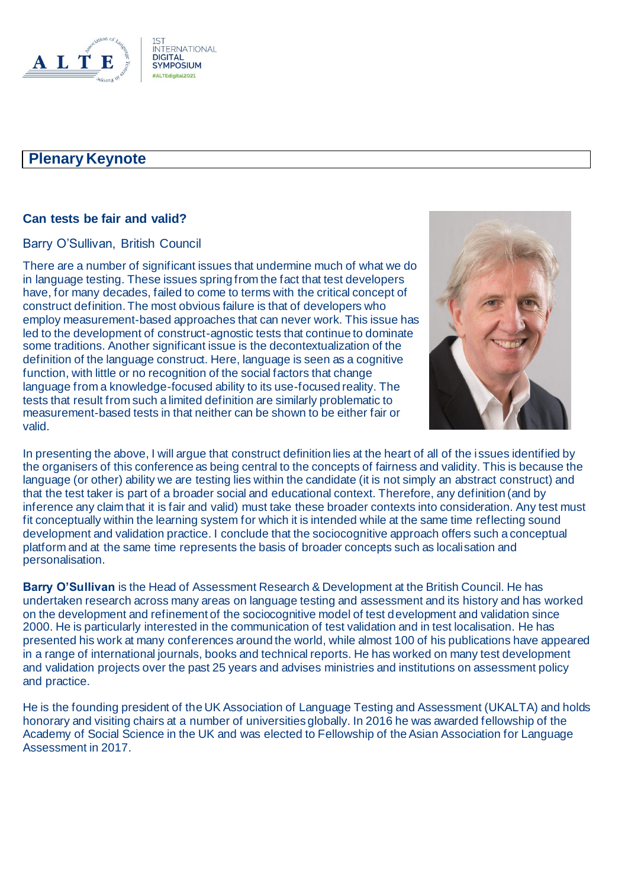## Plenary Keynote

### Can tests be fair and valid?

Barry O'Sullivan, British Council

There are a number of significant issues that undermine much of what we do in language testing. These issues spring from the fact that test developers have, for many decades, failed to come to terms with the critical concept of construct definition. The most obvious failure is that of developers who employ measurement-based approaches that can never work. This issue has led to the development of construct-agnostic tests that continue to dominate some traditions. Another significant issue is the decontextualization of the definition of the language construct. Here, language is seen as a cognitive function, with little or no recognition of the social factors that change language from a knowledge-focused ability to its use-focused reality. The tests that result from such a limited definition are similarly problematic to measurement-based tests in that neither can be shown to be either fair or valid.

In presenting the above, I will argue that construct definition lies at the heart of all of the issues identified by the organisers of this conference as being central to the concepts of fairness and validity. This is because the language (or other) ability we are testing lies within the candidate (it is not simply an abstract construct) and that the test taker is part of a broader social and educational context. Therefore, any definition (and by inference any claim that it is fair and valid) must take these broader contexts into consideration. Any test must fit conceptually within the learning system for which it is intended while at the same time reflecting sound development and validation practice. I conclude that the sociocognitive approach offers such a conceptual platform and at the same time represents the basis of broader concepts such as localisation and personalisation.

**Barry O'Sullivan** is the Head of Assessment Research & Development at the British Council. He has undertaken research across many areas on language testing and assessment and its history and has worked on the development and refinement of the sociocognitive model of test development and validation since 2000. He is particularly interested in the communication of test validation and in test localisation. He has presented his work at many conferences around the world, while almost 100 of his publications have appeared in a range of international journals, books and technical reports. He has worked on many test development and validation projects over the past 25 years and advises ministries and institutions on assessment policy and practice.

He is the founding president of the UK Association of Language Testing and Assessment (UKALTA) and holds honorary and visiting chairs at a number of universities globally. In 2016 he was awarded fellowship of the Academy of Social Science in the UK and was elected to Fellowship of the Asian Association for Language Assessment in 2017.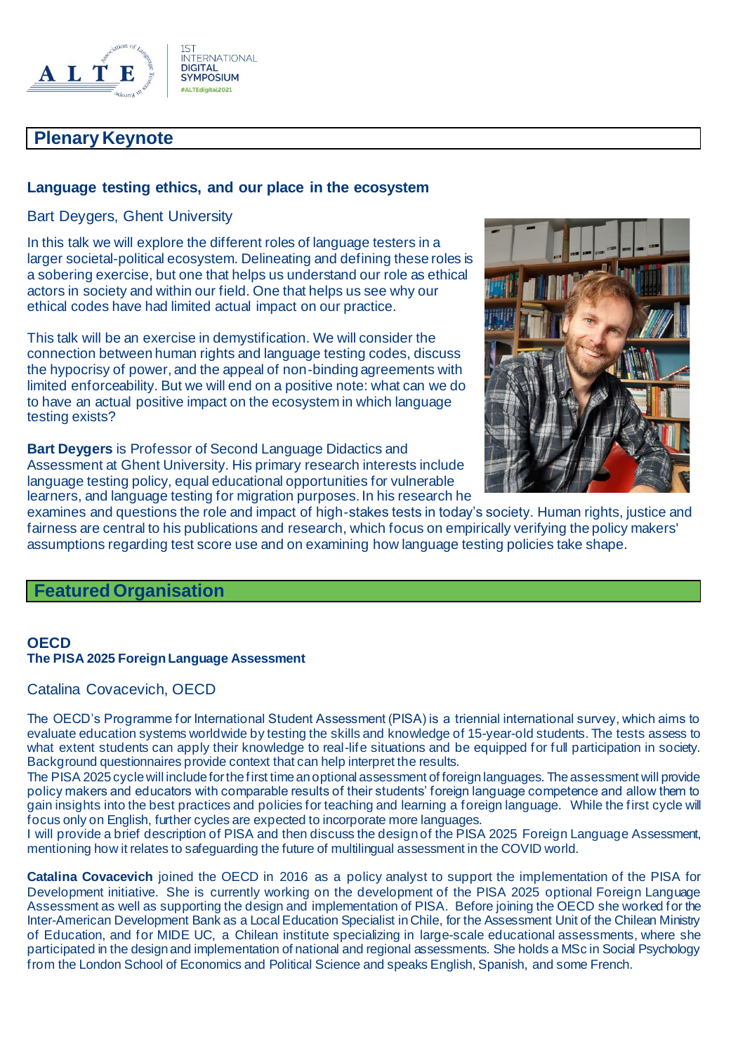## Plenary Keynote

### Language testing ethics, and our place in the ecosystem

Bart Deygers, Ghent University

In this talk we will explore the different roles of language testers in a larger societal-political ecosystem. Delineating and defining these roles is a sobering exercise, but one that helps us understand our role as ethical actors in society and within our field. One that helps us see why our ethical codes have had limited actual impact on our practice.

This talk will be an exercise in demystification. We will consider the connection between human rights and language testing codes, discuss the hypocrisy of power, and the appeal of non-binding agreements with limited enforceability. But we will end on a positive note: what can we do to have an actual positive impact on the ecosystem in which language testing exists?

**Bart Deygers** is Professor of Second Language Didactics and Assessment at Ghent University. His primary research interests include language testing policy, equal educational opportunities for vulnerable learners, and language testing for migration purposes. In his research he examines and questions the role and impact of high-stakes tests in today's society. Human rights, justice and fairness are central to his publications and research, which focus on empirically verifying the policy makers' assumptions regarding test score use and on examining how language testing policies take shape.

## Featured Organisation

### OECD
**The PISA 2025 Foreign Language Assessment**

Catalina Covacevich, OECD

The OECD's Programme for International Student Assessment (PISA) is a triennial international survey, which aims to evaluate education systems worldwide by testing the skills and knowledge of 15-year-old students. The tests assess to what extent students can apply their knowledge to real-life situations and be equipped for full participation in society. Background questionnaires provide context that can help interpret the results.
The PISA 2025 cycle will include for the first time an optional assessment of foreign languages. The assessment will provide policy makers and educators with comparable results of their students' foreign language competence and allow them to gain insights into the best practices and policies for teaching and learning a foreign language. While the first cycle will focus only on English, further cycles are expected to incorporate more languages.
I will provide a brief description of PISA and then discuss the design of the PISA 2025 Foreign Language Assessment, mentioning how it relates to safeguarding the future of multilingual assessment in the COVID world.

**Catalina Covacevich** joined the OECD in 2016 as a policy analyst to support the implementation of the PISA for Development initiative. She is currently working on the development of the PISA 2025 optional Foreign Language Assessment as well as supporting the design and implementation of PISA. Before joining the OECD she worked for the Inter-American Development Bank as a Local Education Specialist in Chile, for the Assessment Unit of the Chilean Ministry of Education, and for MIDE UC, a Chilean institute specializing in large-scale educational assessments, where she participated in the design and implementation of national and regional assessments. She holds a MSc in Social Psychology from the London School of Economics and Political Science and speaks English, Spanish, and some French.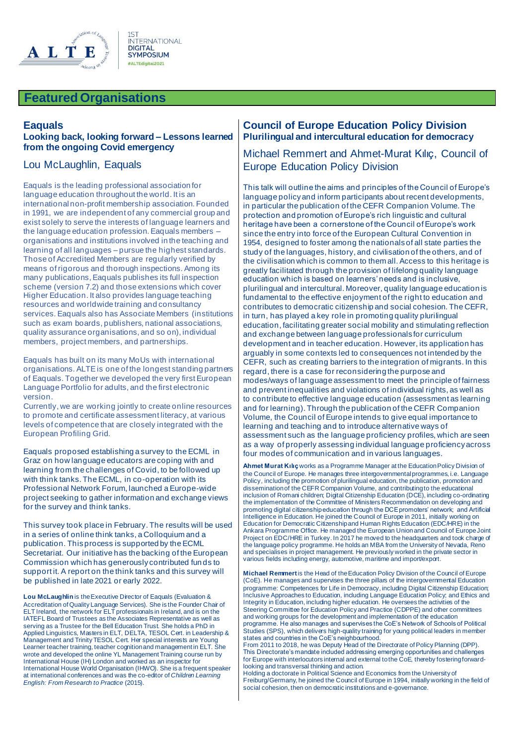## Featured Organisations

### Eaquals

**Looking back, looking forward – Lessons learned from the ongoing Covid emergency**

Lou McLaughlin, Eaquals

Eaquals is the leading professional association for language education throughout the world. It is an international non-profit membership association. Founded in 1991, we are independent of any commercial group and exist solely to serve the interests of language learners and the language education profession. Eaquals members – organisations and institutions involved in the teaching and learning of all languages – pursue the highest standards. Those of Accredited Members are regularly verified by means of rigorous and thorough inspections. Among its many publications, Eaquals publishes its full inspection scheme (version 7.2) and those extensions which cover Higher Education. It also provides language teaching resources and worldwide training and consultancy services. Eaquals also has Associate Members (institutions such as exam boards, publishers, national associations, quality assurance organisations, and so on), individual members, project members, and partnerships.

Eaquals has built on its many MoUs with international organisations. ALTE is one of the longest standing partners of Eaquals. Together we developed the very first European Language Portfolio for adults, and the first electronic version.

Currently, we are working jointly to create online resources to promote and certificate assessment literacy, at various levels of competence that are closely integrated with the European Profiling Grid.

Eaquals proposed establishing a survey to the ECML in Graz on how language educators are coping with and learning from the challenges of Covid, to be followed up with think tanks. The ECML, in co-operation with its Professional Network Forum, launched a Europe-wide project seeking to gather information and exchange views for the survey and think tanks.

This survey took place in February. The results will be used in a series of online think tanks, a Colloquium and a publication. This process is supported by the ECML Secretariat. Our initiative has the backing of the European Commission which has generously contributed funds to support it. A report on the think tanks and this survey will be published in late 2021 or early 2022.

**Lou McLaughlin** is the Executive Director of Eaquals (Evaluation & Accreditation of Quality Language Services). She is the Founder Chair of ELT Ireland, the network for ELT professionals in Ireland, and is on the IATEFL Board of Trustees as the Associates Representative as well as serving as a Trustee for the Bell Education Trust. She holds a PhD in Applied Linguistics, Masters in ELT, DELTA, TESOL Cert. in Leadership & Management and Trinity TESOL Cert. Her special interests are Young Learner teacher training, teacher cognition and management in ELT. She wrote and developed the online YL Management Training course run by International House (IH) London and worked as an inspector for International House World Organisation (IHWO). She is a frequent speaker at international conferences and was the co-editor of *Children Learning English: From Research to Practice* (2015).

### Council of Europe Education Policy Division

**Plurilingual and intercultural education for democracy**

Michael Remmert and Ahmet-Murat Kılıç, Council of Europe Education Policy Division

This talk will outline the aims and principles of the Council of Europe's language policy and inform participants about recent developments, in particular the publication of the CEFR Companion Volume. The protection and promotion of Europe's rich linguistic and cultural heritage have been a cornerstone of the Council of Europe's work since the entry into force of the European Cultural Convention in 1954, designed to foster among the nationals of all state parties the study of the languages, history, and civilisation of the others, and of the civilisation which is common to them all. Access to this heritage is greatly facilitated through the provision of lifelong quality language education which is based on learners' needs and is inclusive, plurilingual and intercultural. Moreover, quality language education is fundamental to the effective enjoyment of the right to education and contributes to democratic citizenship and social cohesion. The CEFR, in turn, has played a key role in promoting quality plurilingual education, facilitating greater social mobility and stimulating reflection and exchange between language professionals for curriculum development and in teacher education. However, its application has arguably in some contexts led to consequences not intended by the CEFR, such as creating barriers to the integration of migrants. In this regard, there is a case for reconsidering the purpose and modes/ways of language assessment to meet the principle of fairness and prevent inequalities and violations of individual rights, as well as to contribute to effective language education (assessment as learning and for learning). Through the publication of the CEFR Companion Volume, the Council of Europe intends to give equal importance to learning and teaching and to introduce alternative ways of assessment such as the language proficiency profiles, which are seen as a way of properly assessing individual language proficiency across four modes of communication and in various languages.

**Ahmet Murat Kılıç** works as a Programme Manager at the Education Policy Division of the Council of Europe. He manages three intergovernmental programmes, i.e. Language Policy, including the promotion of plurilingual education, the publication, promotion and dissemination of the CEFR Companion Volume, and contributing to the educational inclusion of Romani children; Digital Citizenship Education (DCE), including co-ordinating the implementation of the Committee of Ministers Recommendation on developing and promoting digital citizenship education through the DCE promoters' network; and Artificial Intelligence in Education. He joined the Council of Europe in 2011, initially working on Education for Democratic Citizenship and Human Rights Education (EDC/HRE) in the Ankara Programme Office. He managed the European Union and Council of Europe Joint Project on EDC/HRE in Turkey. In 2017 he moved to the headquarters and took charge of the language policy programme. He holds an MBA from the University of Nevada, Reno and specialises in project management. He previously worked in the private sector in various fields including energy, automotive, maritime and import/export.

**Michael Remmert** is the Head of the Education Policy Division of the Council of Europe (CoE). He manages and supervises the three pillars of the intergovernmental Education programme: Competences for Life in Democracy, including Digital Citizenship Education; Inclusive Approaches to Education, including Language Education Policy; and Ethics and Integrity in Education, including higher education. He oversees the activities of the Steering Committee for Education Policy and Practice (CDPPE) and other committees and working groups for the development and implementation of the education programme. He also manages and supervises the CoE's Network of Schools of Political Studies (SPS), which delivers high-quality training for young political leaders in member states and countries in the CoE's neighbourhood.
From 2011 to 2018, he was Deputy Head of the Directorate of Policy Planning (DPP). This Directorate's mandate included addressing emerging opportunities and challenges for Europe with interlocutors internal and external to the CoE, thereby fostering forward-looking and transversal thinking and action.
Holding a doctorate in Political Science and Economics from the University of Freiburg/Germany, he joined the Council of Europe in 1994, initially working in the field of social cohesion, then on democratic institutions and e-governance.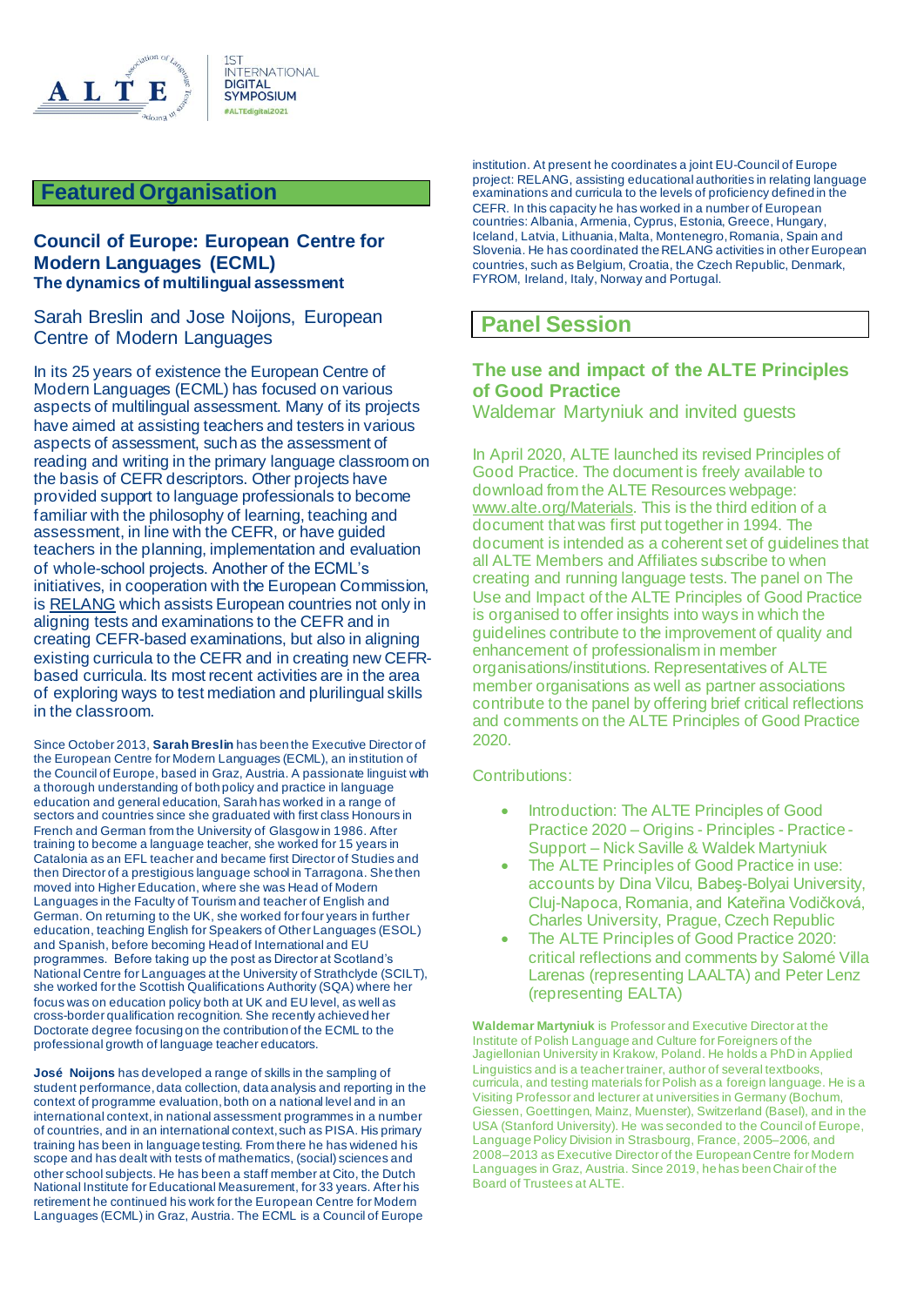## Featured Organisation

### Council of Europe: European Centre for Modern Languages (ECML)

**The dynamics of multilingual assessment**

Sarah Breslin and Jose Noijons, European Centre of Modern Languages

In its 25 years of existence the European Centre of Modern Languages (ECML) has focused on various aspects of multilingual assessment. Many of its projects have aimed at assisting teachers and testers in various aspects of assessment, such as the assessment of reading and writing in the primary language classroom on the basis of CEFR descriptors. Other projects have provided support to language professionals to become familiar with the philosophy of learning, teaching and assessment, in line with the CEFR, or have guided teachers in the planning, implementation and evaluation of whole-school projects. Another of the ECML's initiatives, in cooperation with the European Commission, is RELANG which assists European countries not only in aligning tests and examinations to the CEFR and in creating CEFR-based examinations, but also in aligning existing curricula to the CEFR and in creating new CEFR-based curricula. Its most recent activities are in the area of exploring ways to test mediation and plurilingual skills in the classroom.

Since October 2013, **Sarah Breslin** has been the Executive Director of the European Centre for Modern Languages (ECML), an institution of the Council of Europe, based in Graz, Austria. A passionate linguist with a thorough understanding of both policy and practice in language education and general education, Sarah has worked in a range of sectors and countries since she graduated with first class Honours in French and German from the University of Glasgow in 1986. After training to become a language teacher, she worked for 15 years in Catalonia as an EFL teacher and became first Director of Studies and then Director of a prestigious language school in Tarragona. She then moved into Higher Education, where she was Head of Modern Languages in the Faculty of Tourism and teacher of English and German. On returning to the UK, she worked for four years in further education, teaching English for Speakers of Other Languages (ESOL) and Spanish, before becoming Head of International and EU programmes. Before taking up the post as Director at Scotland's National Centre for Languages at the University of Strathclyde (SCILT), she worked for the Scottish Qualifications Authority (SQA) where her focus was on education policy both at UK and EU level, as well as cross-border qualification recognition. She recently achieved her Doctorate degree focusing on the contribution of the ECML to the professional growth of language teacher educators.

**José Noijons** has developed a range of skills in the sampling of student performance, data collection, data analysis and reporting in the context of programme evaluation, both on a national level and in an international context, in national assessment programmes in a number of countries, and in an international context, such as PISA. His primary training has been in language testing. From there he has widened his scope and has dealt with tests of mathematics, (social) sciences and other school subjects. He has been a staff member at Cito, the Dutch National Institute for Educational Measurement, for 33 years. After his retirement he continued his work for the European Centre for Modern Languages (ECML) in Graz, Austria. The ECML is a Council of Europe institution. At present he coordinates a joint EU-Council of Europe project: RELANG, assisting educational authorities in relating language examinations and curricula to the levels of proficiency defined in the CEFR. In this capacity he has worked in a number of European countries: Albania, Armenia, Cyprus, Estonia, Greece, Hungary, Iceland, Latvia, Lithuania, Malta, Montenegro, Romania, Spain and Slovenia. He has coordinated the RELANG activities in other European countries, such as Belgium, Croatia, the Czech Republic, Denmark, FYROM, Ireland, Italy, Norway and Portugal.

## Panel Session

### The use and impact of the ALTE Principles of Good Practice

Waldemar Martyniuk and invited guests

In April 2020, ALTE launched its revised Principles of Good Practice. The document is freely available to download from the ALTE Resources webpage: www.alte.org/Materials. This is the third edition of a document that was first put together in 1994. The document is intended as a coherent set of guidelines that all ALTE Members and Affiliates subscribe to when creating and running language tests. The panel on The Use and Impact of the ALTE Principles of Good Practice is organised to offer insights into ways in which the guidelines contribute to the improvement of quality and enhancement of professionalism in member organisations/institutions. Representatives of ALTE member organisations as well as partner associations contribute to the panel by offering brief critical reflections and comments on the ALTE Principles of Good Practice 2020.

Contributions:

- Introduction: The ALTE Principles of Good Practice 2020 – Origins - Principles - Practice - Support – Nick Saville & Waldek Martyniuk
- The ALTE Principles of Good Practice in use: accounts by Dina Vilcu, Babeş-Bolyai University, Cluj-Napoca, Romania, and Kateřina Vodičková, Charles University, Prague, Czech Republic
- The ALTE Principles of Good Practice 2020: critical reflections and comments by Salomé Villa Larenas (representing LAALTA) and Peter Lenz (representing EALTA)

**Waldemar Martyniuk** is Professor and Executive Director at the Institute of Polish Language and Culture for Foreigners of the Jagiellonian University in Krakow, Poland. He holds a PhD in Applied Linguistics and is a teacher trainer, author of several textbooks, curricula, and testing materials for Polish as a foreign language. He is a Visiting Professor and lecturer at universities in Germany (Bochum, Giessen, Goettingen, Mainz, Muenster), Switzerland (Basel), and in the USA (Stanford University). He was seconded to the Council of Europe, Language Policy Division in Strasbourg, France, 2005–2006, and 2008–2013 as Executive Director of the European Centre for Modern Languages in Graz, Austria. Since 2019, he has been Chair of the Board of Trustees at ALTE.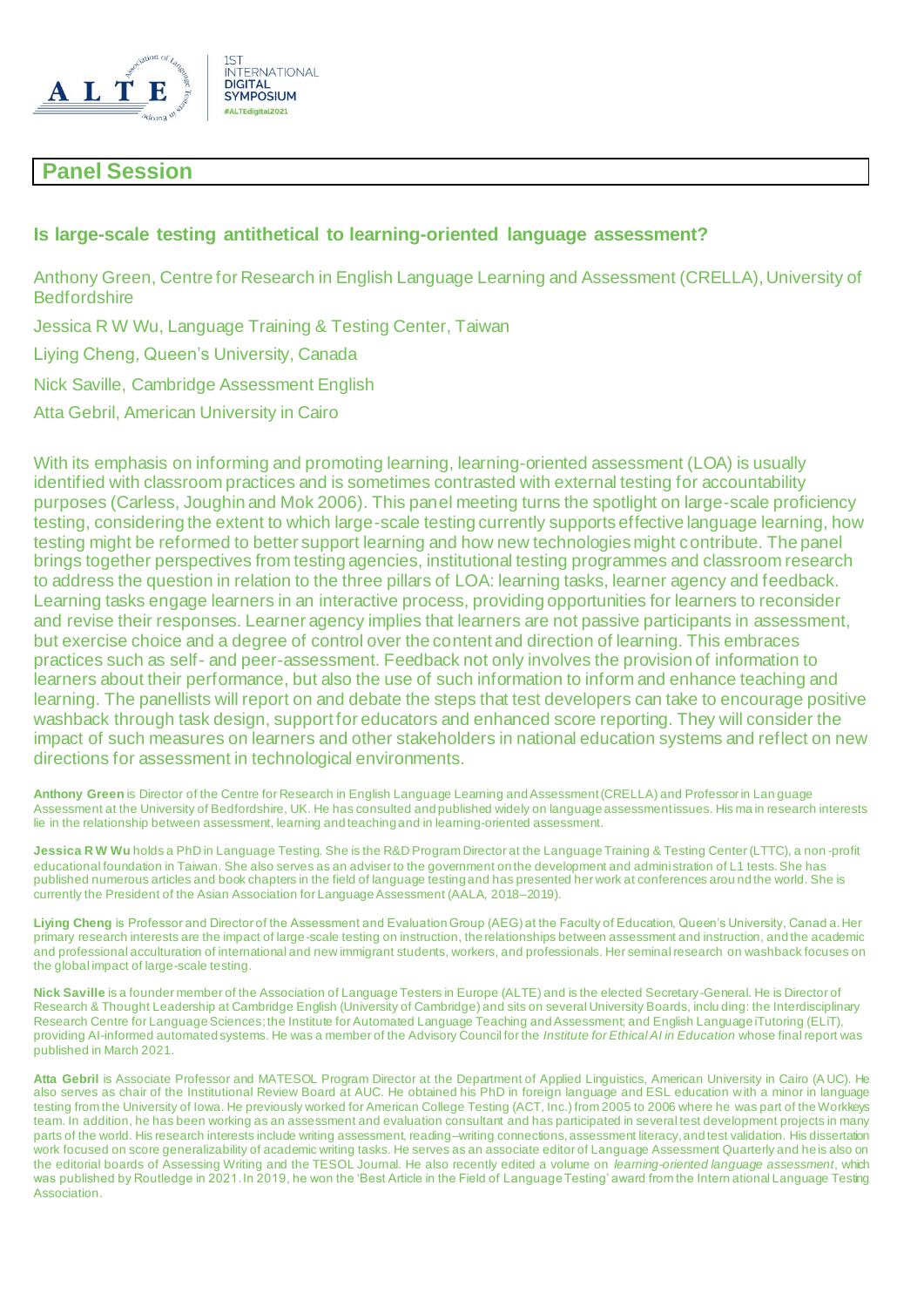## Panel Session

### Is large-scale testing antithetical to learning-oriented language assessment?

Anthony Green, Centre for Research in English Language Learning and Assessment (CRELLA), University of Bedfordshire

Jessica R W Wu, Language Training & Testing Center, Taiwan

Liying Cheng, Queen's University, Canada

Nick Saville, Cambridge Assessment English

Atta Gebril, American University in Cairo

With its emphasis on informing and promoting learning, learning-oriented assessment (LOA) is usually identified with classroom practices and is sometimes contrasted with external testing for accountability purposes (Carless, Joughin and Mok 2006). This panel meeting turns the spotlight on large-scale proficiency testing, considering the extent to which large-scale testing currently supports effective language learning, how testing might be reformed to better support learning and how new technologies might contribute. The panel brings together perspectives from testing agencies, institutional testing programmes and classroom research to address the question in relation to the three pillars of LOA: learning tasks, learner agency and feedback. Learning tasks engage learners in an interactive process, providing opportunities for learners to reconsider and revise their responses. Learner agency implies that learners are not passive participants in assessment, but exercise choice and a degree of control over the content and direction of learning. This embraces practices such as self- and peer-assessment. Feedback not only involves the provision of information to learners about their performance, but also the use of such information to inform and enhance teaching and learning. The panellists will report on and debate the steps that test developers can take to encourage positive washback through task design, support for educators and enhanced score reporting. They will consider the impact of such measures on learners and other stakeholders in national education systems and reflect on new directions for assessment in technological environments.

**Anthony Green** is Director of the Centre for Research in English Language Learning and Assessment (CRELLA) and Professor in Language Assessment at the University of Bedfordshire, UK. He has consulted and published widely on language assessment issues. His main research interests lie in the relationship between assessment, learning and teaching and in learning-oriented assessment.

**Jessica R W Wu** holds a PhD in Language Testing. She is the R&D Program Director at the Language Training & Testing Center (LTTC), a non-profit educational foundation in Taiwan. She also serves as an adviser to the government on the development and administration of L1 tests. She has published numerous articles and book chapters in the field of language testing and has presented her work at conferences around the world. She is currently the President of the Asian Association for Language Assessment (AALA, 2018–2019).

**Liying Cheng** is Professor and Director of the Assessment and Evaluation Group (AEG) at the Faculty of Education, Queen's University, Canada. Her primary research interests are the impact of large-scale testing on instruction, the relationships between assessment and instruction, and the academic and professional acculturation of international and new immigrant students, workers, and professionals. Her seminal research on washback focuses on the global impact of large-scale testing.

**Nick Saville** is a founder member of the Association of Language Testers in Europe (ALTE) and is the elected Secretary-General. He is Director of Research & Thought Leadership at Cambridge English (University of Cambridge) and sits on several University Boards, including: the Interdisciplinary Research Centre for Language Sciences; the Institute for Automated Language Teaching and Assessment; and English Language iTutoring (ELiT), providing AI-informed automated systems. He was a member of the Advisory Council for the *Institute for Ethical AI in Education* whose final report was published in March 2021.

**Atta Gebril** is Associate Professor and MATESOL Program Director at the Department of Applied Linguistics, American University in Cairo (AUC). He also serves as chair of the Institutional Review Board at AUC. He obtained his PhD in foreign language and ESL education with a minor in language testing from the University of Iowa. He previously worked for American College Testing (ACT, Inc.) from 2005 to 2006 where he was part of the Workkeys team. In addition, he has been working as an assessment and evaluation consultant and has participated in several test development projects in many parts of the world. His research interests include writing assessment, reading–writing connections, assessment literacy, and test validation. His dissertation work focused on score generalizability of academic writing tasks. He serves as an associate editor of Language Assessment Quarterly and he is also on the editorial boards of Assessing Writing and the TESOL Journal. He also recently edited a volume on *learning-oriented language assessment*, which was published by Routledge in 2021. In 2019, he won the 'Best Article in the Field of Language Testing' award from the International Language Testing Association.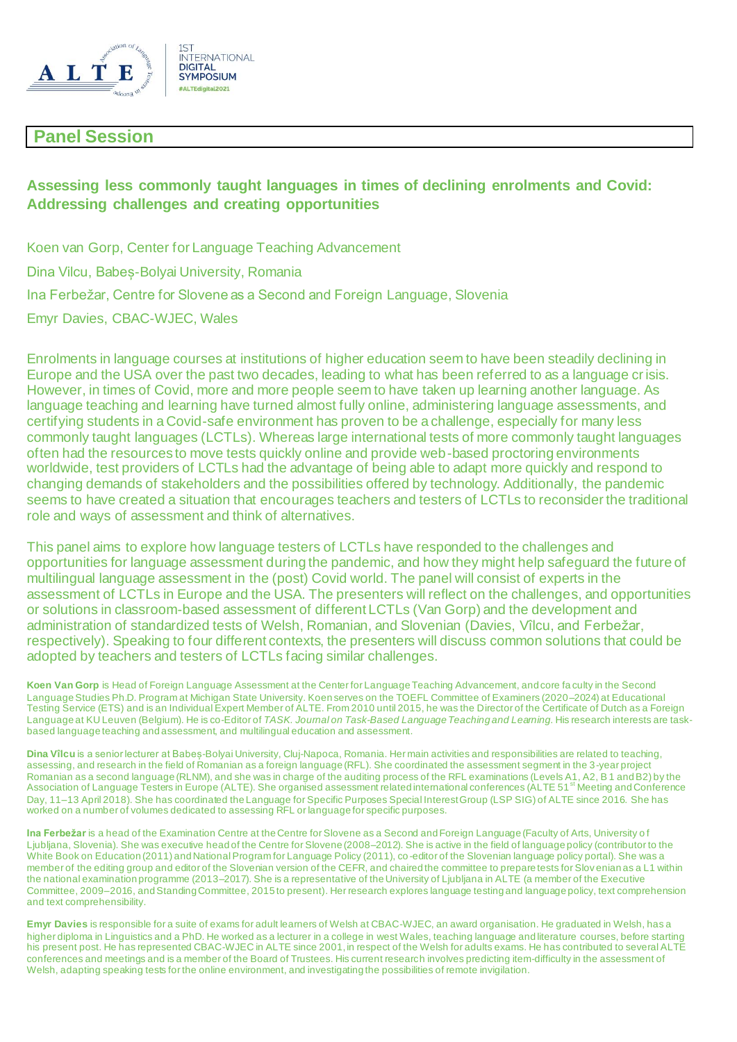## Panel Session

### Assessing less commonly taught languages in times of declining enrolments and Covid: Addressing challenges and creating opportunities

Koen van Gorp, Center for Language Teaching Advancement

Dina Vilcu, Babeș-Bolyai University, Romania

Ina Ferbežar, Centre for Slovene as a Second and Foreign Language, Slovenia

Emyr Davies, CBAC-WJEC, Wales

Enrolments in language courses at institutions of higher education seem to have been steadily declining in Europe and the USA over the past two decades, leading to what has been referred to as a language crisis. However, in times of Covid, more and more people seem to have taken up learning another language. As language teaching and learning have turned almost fully online, administering language assessments, and certifying students in a Covid-safe environment has proven to be a challenge, especially for many less commonly taught languages (LCTLs). Whereas large international tests of more commonly taught languages often had the resources to move tests quickly online and provide web-based proctoring environments worldwide, test providers of LCTLs had the advantage of being able to adapt more quickly and respond to changing demands of stakeholders and the possibilities offered by technology. Additionally, the pandemic seems to have created a situation that encourages teachers and testers of LCTLs to reconsider the traditional role and ways of assessment and think of alternatives.

This panel aims to explore how language testers of LCTLs have responded to the challenges and opportunities for language assessment during the pandemic, and how they might help safeguard the future of multilingual language assessment in the (post) Covid world. The panel will consist of experts in the assessment of LCTLs in Europe and the USA. The presenters will reflect on the challenges, and opportunities or solutions in classroom-based assessment of different LCTLs (Van Gorp) and the development and administration of standardized tests of Welsh, Romanian, and Slovenian (Davies, Vîlcu, and Ferbežar, respectively). Speaking to four different contexts, the presenters will discuss common solutions that could be adopted by teachers and testers of LCTLs facing similar challenges.

**Koen Van Gorp** is Head of Foreign Language Assessment at the Center for Language Teaching Advancement, and core faculty in the Second Language Studies Ph.D. Program at Michigan State University. Koen serves on the TOEFL Committee of Examiners (2020–2024) at Educational Testing Service (ETS) and is an Individual Expert Member of ALTE. From 2010 until 2015, he was the Director of the Certificate of Dutch as a Foreign Language at KU Leuven (Belgium). He is co-Editor of *TASK. Journal on Task-Based Language Teaching and Learning*. His research interests are task-based language teaching and assessment, and multilingual education and assessment.

**Dina Vîlcu** is a senior lecturer at Babeș-Bolyai University, Cluj-Napoca, Romania. Her main activities and responsibilities are related to teaching, assessing, and research in the field of Romanian as a foreign language (RFL). She coordinated the assessment segment in the 3-year project Romanian as a second language (RLNM), and she was in charge of the auditing process of the RFL examinations (Levels A1, A2, B1 and B2) by the Association of Language Testers in Europe (ALTE). She organised assessment related international conferences (ALTE 51[st] Meeting and Conference Day, 11–13 April 2018). She has coordinated the Language for Specific Purposes Special Interest Group (LSP SIG) of ALTE since 2016. She has worked on a number of volumes dedicated to assessing RFL or language for specific purposes.

**Ina Ferbežar** is a head of the Examination Centre at the Centre for Slovene as a Second and Foreign Language (Faculty of Arts, University of Ljubljana, Slovenia). She was executive head of the Centre for Slovene (2008–2012). She is active in the field of language policy (contributor to the White Book on Education (2011) and National Program for Language Policy (2011), co-editor of the Slovenian language policy portal). She was a member of the editing group and editor of the Slovenian version of the CEFR, and chaired the committee to prepare tests for Slovenian as a L1 within the national examination programme (2013–2017). She is a representative of the University of Ljubljana in ALTE (a member of the Executive Committee, 2009–2016, and Standing Committee, 2015 to present). Her research explores language testing and language policy, text comprehension and text comprehensibility.

**Emyr Davies** is responsible for a suite of exams for adult learners of Welsh at CBAC-WJEC, an award organisation. He graduated in Welsh, has a higher diploma in Linguistics and a PhD. He worked as a lecturer in a college in west Wales, teaching language and literature courses, before starting his present post. He has represented CBAC-WJEC in ALTE since 2001, in respect of the Welsh for adults exams. He has contributed to several ALTE conferences and meetings and is a member of the Board of Trustees. His current research involves predicting item-difficulty in the assessment of Welsh, adapting speaking tests for the online environment, and investigating the possibilities of remote invigilation.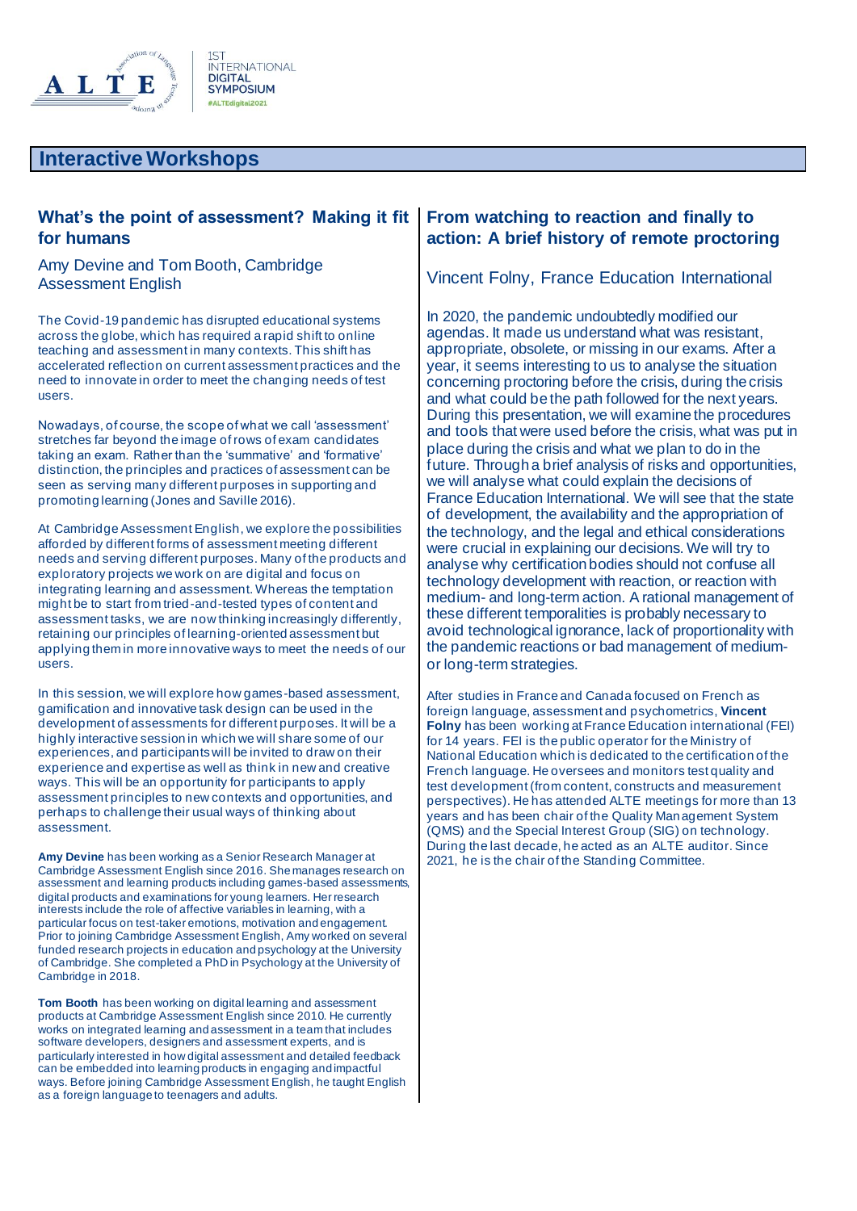## Interactive Workshops

### What's the point of assessment? Making it fit for humans

Amy Devine and Tom Booth, Cambridge Assessment English

The Covid-19 pandemic has disrupted educational systems across the globe, which has required a rapid shift to online teaching and assessment in many contexts. This shift has accelerated reflection on current assessment practices and the need to innovate in order to meet the changing needs of test users.

Nowadays, of course, the scope of what we call 'assessment' stretches far beyond the image of rows of exam candidates taking an exam. Rather than the 'summative' and 'formative' distinction, the principles and practices of assessment can be seen as serving many different purposes in supporting and promoting learning (Jones and Saville 2016).

At Cambridge Assessment English, we explore the possibilities afforded by different forms of assessment meeting different needs and serving different purposes. Many of the products and exploratory projects we work on are digital and focus on integrating learning and assessment. Whereas the temptation might be to start from tried-and-tested types of content and assessment tasks, we are now thinking increasingly differently, retaining our principles of learning-oriented assessment but applying them in more innovative ways to meet the needs of our users.

In this session, we will explore how games-based assessment, gamification and innovative task design can be used in the development of assessments for different purposes. It will be a highly interactive session in which we will share some of our experiences, and participants will be invited to draw on their experience and expertise as well as think in new and creative ways. This will be an opportunity for participants to apply assessment principles to new contexts and opportunities, and perhaps to challenge their usual ways of thinking about assessment.

**Amy Devine** has been working as a Senior Research Manager at Cambridge Assessment English since 2016. She manages research on assessment and learning products including games-based assessments, digital products and examinations for young learners. Her research interests include the role of affective variables in learning, with a particular focus on test-taker emotions, motivation and engagement. Prior to joining Cambridge Assessment English, Amy worked on several funded research projects in education and psychology at the University of Cambridge. She completed a PhD in Psychology at the University of Cambridge in 2018.

**Tom Booth** has been working on digital learning and assessment products at Cambridge Assessment English since 2010. He currently works on integrated learning and assessment in a team that includes software developers, designers and assessment experts, and is particularly interested in how digital assessment and detailed feedback can be embedded into learning products in engaging and impactful ways. Before joining Cambridge Assessment English, he taught English as a foreign language to teenagers and adults.

### From watching to reaction and finally to action: A brief history of remote proctoring

Vincent Folny, France Education International

In 2020, the pandemic undoubtedly modified our agendas. It made us understand what was resistant, appropriate, obsolete, or missing in our exams. After a year, it seems interesting to us to analyse the situation concerning proctoring before the crisis, during the crisis and what could be the path followed for the next years. During this presentation, we will examine the procedures and tools that were used before the crisis, what was put in place during the crisis and what we plan to do in the future. Through a brief analysis of risks and opportunities, we will analyse what could explain the decisions of France Education International. We will see that the state of development, the availability and the appropriation of the technology, and the legal and ethical considerations were crucial in explaining our decisions. We will try to analyse why certification bodies should not confuse all technology development with reaction, or reaction with medium- and long-term action. A rational management of these different temporalities is probably necessary to avoid technological ignorance, lack of proportionality with the pandemic reactions or bad management of medium- or long-term strategies.

After studies in France and Canada focused on French as foreign language, assessment and psychometrics, **Vincent Folny** has been working at France Education international (FEI) for 14 years. FEI is the public operator for the Ministry of National Education which is dedicated to the certification of the French language. He oversees and monitors test quality and test development (from content, constructs and measurement perspectives). He has attended ALTE meetings for more than 13 years and has been chair of the Quality Management System (QMS) and the Special Interest Group (SIG) on technology. During the last decade, he acted as an ALTE auditor. Since 2021, he is the chair of the Standing Committee.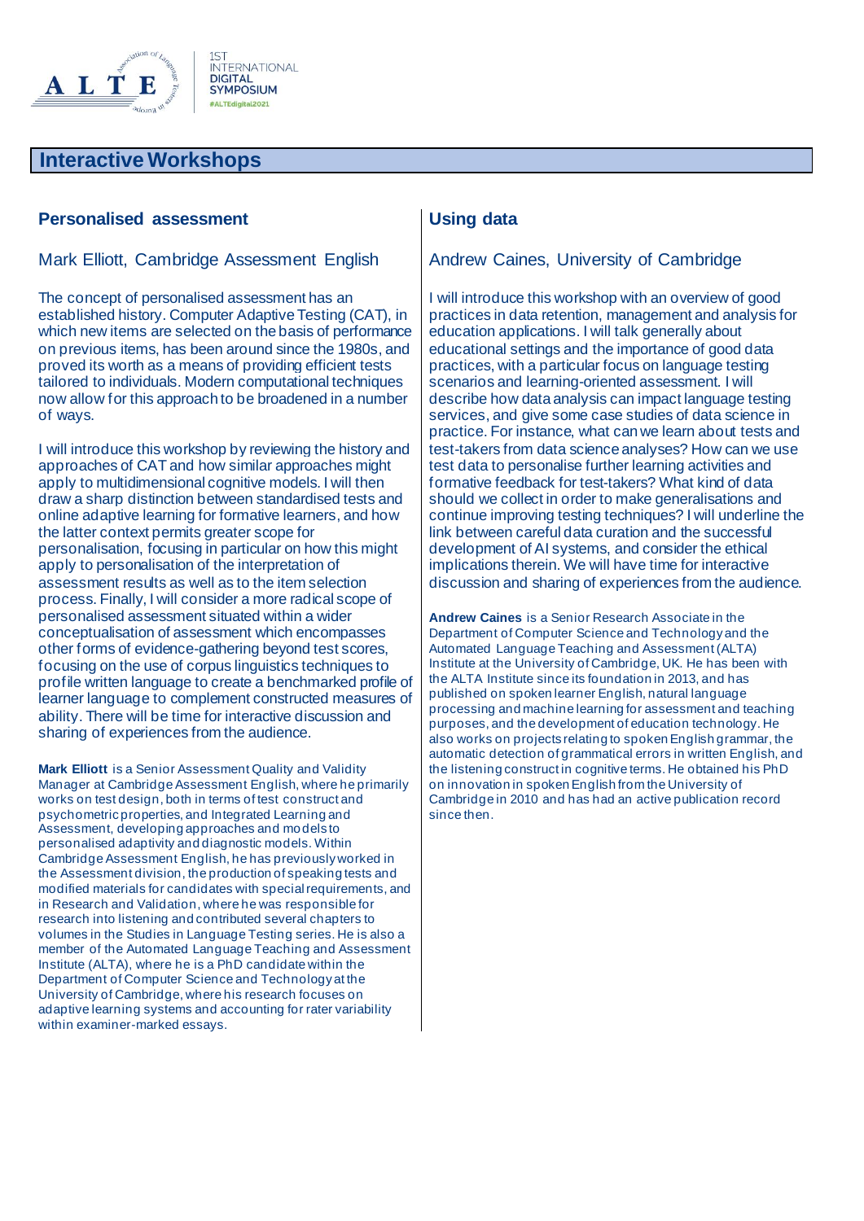## Interactive Workshops

### Personalised assessment

Mark Elliott, Cambridge Assessment English

The concept of personalised assessment has an established history. Computer Adaptive Testing (CAT), in which new items are selected on the basis of performance on previous items, has been around since the 1980s, and proved its worth as a means of providing efficient tests tailored to individuals. Modern computational techniques now allow for this approach to be broadened in a number of ways.

I will introduce this workshop by reviewing the history and approaches of CAT and how similar approaches might apply to multidimensional cognitive models. I will then draw a sharp distinction between standardised tests and online adaptive learning for formative learners, and how the latter context permits greater scope for personalisation, focusing in particular on how this might apply to personalisation of the interpretation of assessment results as well as to the item selection process. Finally, I will consider a more radical scope of personalised assessment situated within a wider conceptualisation of assessment which encompasses other forms of evidence-gathering beyond test scores, focusing on the use of corpus linguistics techniques to profile written language to create a benchmarked profile of learner language to complement constructed measures of ability. There will be time for interactive discussion and sharing of experiences from the audience.

**Mark Elliott** is a Senior Assessment Quality and Validity Manager at Cambridge Assessment English, where he primarily works on test design, both in terms of test construct and psychometric properties, and Integrated Learning and Assessment, developing approaches and models to personalised adaptivity and diagnostic models. Within Cambridge Assessment English, he has previously worked in the Assessment division, the production of speaking tests and modified materials for candidates with special requirements, and in Research and Validation, where he was responsible for research into listening and contributed several chapters to volumes in the Studies in Language Testing series. He is also a member of the Automated Language Teaching and Assessment Institute (ALTA), where he is a PhD candidate within the Department of Computer Science and Technology at the University of Cambridge, where his research focuses on adaptive learning systems and accounting for rater variability within examiner-marked essays.

### Using data

Andrew Caines, University of Cambridge

I will introduce this workshop with an overview of good practices in data retention, management and analysis for education applications. I will talk generally about educational settings and the importance of good data practices, with a particular focus on language testing scenarios and learning-oriented assessment. I will describe how data analysis can impact language testing services, and give some case studies of data science in practice. For instance, what can we learn about tests and test-takers from data science analyses? How can we use test data to personalise further learning activities and formative feedback for test-takers? What kind of data should we collect in order to make generalisations and continue improving testing techniques? I will underline the link between careful data curation and the successful development of AI systems, and consider the ethical implications therein. We will have time for interactive discussion and sharing of experiences from the audience.

**Andrew Caines** is a Senior Research Associate in the Department of Computer Science and Technology and the Automated Language Teaching and Assessment (ALTA) Institute at the University of Cambridge, UK. He has been with the ALTA Institute since its foundation in 2013, and has published on spoken learner English, natural language processing and machine learning for assessment and teaching purposes, and the development of education technology. He also works on projects relating to spoken English grammar, the automatic detection of grammatical errors in written English, and the listening construct in cognitive terms. He obtained his PhD on innovation in spoken English from the University of Cambridge in 2010 and has had an active publication record since then.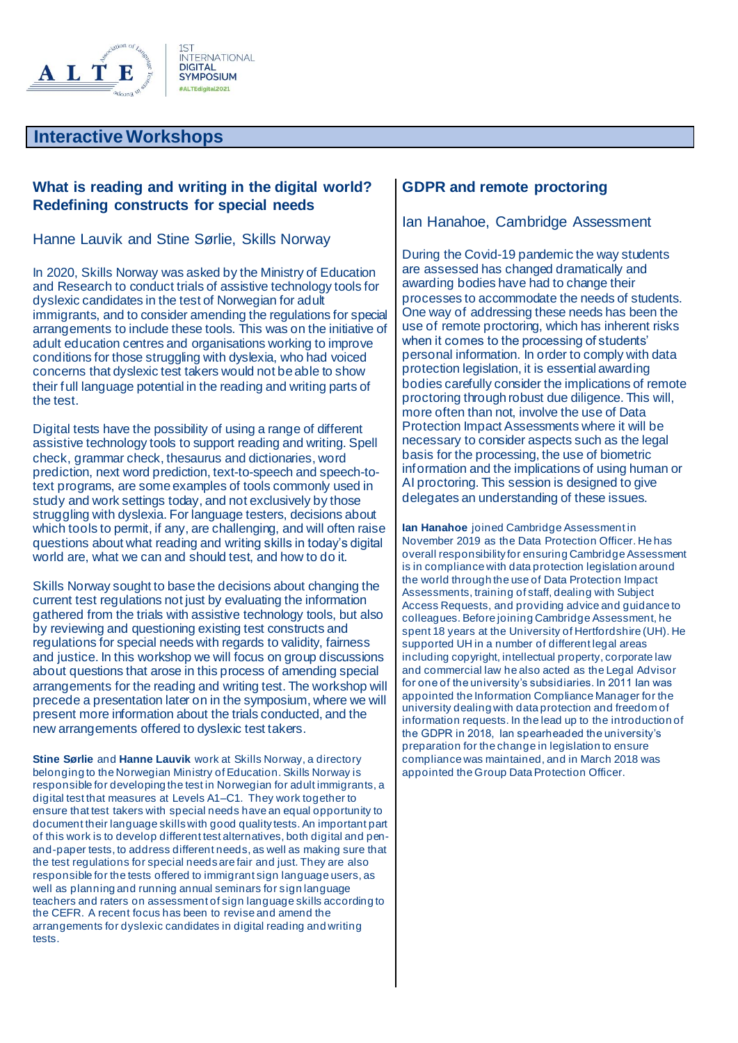## Interactive Workshops

### What is reading and writing in the digital world? Redefining constructs for special needs

Hanne Lauvik and Stine Sørlie, Skills Norway

In 2020, Skills Norway was asked by the Ministry of Education and Research to conduct trials of assistive technology tools for dyslexic candidates in the test of Norwegian for adult immigrants, and to consider amending the regulations for special arrangements to include these tools. This was on the initiative of adult education centres and organisations working to improve conditions for those struggling with dyslexia, who had voiced concerns that dyslexic test takers would not be able to show their full language potential in the reading and writing parts of the test.

Digital tests have the possibility of using a range of different assistive technology tools to support reading and writing. Spell check, grammar check, thesaurus and dictionaries, word prediction, next word prediction, text-to-speech and speech-to-text programs, are some examples of tools commonly used in study and work settings today, and not exclusively by those struggling with dyslexia. For language testers, decisions about which tools to permit, if any, are challenging, and will often raise questions about what reading and writing skills in today's digital world are, what we can and should test, and how to do it.

Skills Norway sought to base the decisions about changing the current test regulations not just by evaluating the information gathered from the trials with assistive technology tools, but also by reviewing and questioning existing test constructs and regulations for special needs with regards to validity, fairness and justice. In this workshop we will focus on group discussions about questions that arose in this process of amending special arrangements for the reading and writing test. The workshop will precede a presentation later on in the symposium, where we will present more information about the trials conducted, and the new arrangements offered to dyslexic test takers.

**Stine Sørlie** and **Hanne Lauvik** work at Skills Norway, a directory belonging to the Norwegian Ministry of Education. Skills Norway is responsible for developing the test in Norwegian for adult immigrants, a digital test that measures at Levels A1–C1. They work together to ensure that test takers with special needs have an equal opportunity to document their language skills with good quality tests. An important part of this work is to develop different test alternatives, both digital and pen-and-paper tests, to address different needs, as well as making sure that the test regulations for special needs are fair and just. They are also responsible for the tests offered to immigrant sign language users, as well as planning and running annual seminars for sign language teachers and raters on assessment of sign language skills according to the CEFR. A recent focus has been to revise and amend the arrangements for dyslexic candidates in digital reading and writing tests.

### GDPR and remote proctoring

Ian Hanahoe, Cambridge Assessment

During the Covid-19 pandemic the way students are assessed has changed dramatically and awarding bodies have had to change their processes to accommodate the needs of students. One way of addressing these needs has been the use of remote proctoring, which has inherent risks when it comes to the processing of students' personal information. In order to comply with data protection legislation, it is essential awarding bodies carefully consider the implications of remote proctoring through robust due diligence. This will, more often than not, involve the use of Data Protection Impact Assessments where it will be necessary to consider aspects such as the legal basis for the processing, the use of biometric information and the implications of using human or AI proctoring. This session is designed to give delegates an understanding of these issues.

**Ian Hanahoe** joined Cambridge Assessment in November 2019 as the Data Protection Officer. He has overall responsibility for ensuring Cambridge Assessment is in compliance with data protection legislation around the world through the use of Data Protection Impact Assessments, training of staff, dealing with Subject Access Requests, and providing advice and guidance to colleagues. Before joining Cambridge Assessment, he spent 18 years at the University of Hertfordshire (UH). He supported UH in a number of different legal areas including copyright, intellectual property, corporate law and commercial law he also acted as the Legal Advisor for one of the university's subsidiaries. In 2011 Ian was appointed the Information Compliance Manager for the university dealing with data protection and freedom of information requests. In the lead up to the introduction of the GDPR in 2018, Ian spearheaded the university's preparation for the change in legislation to ensure compliance was maintained, and in March 2018 was appointed the Group Data Protection Officer.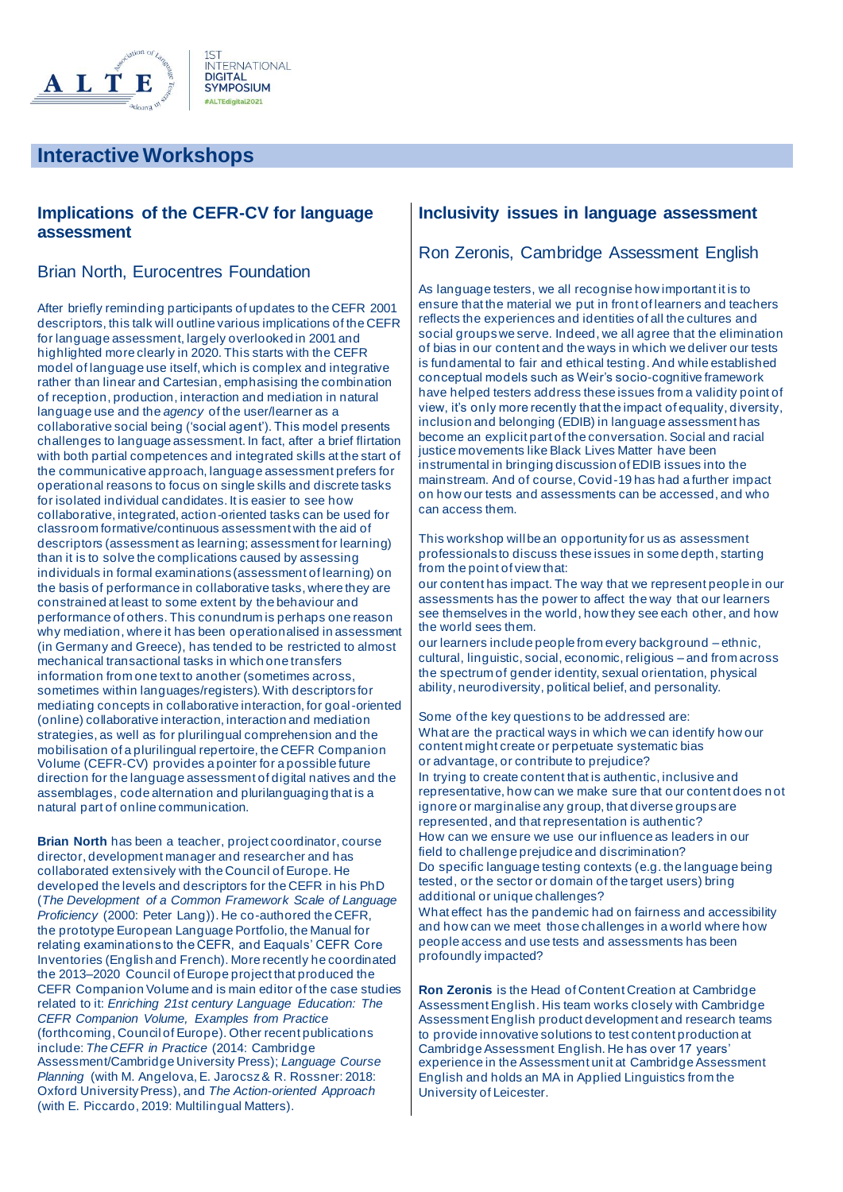## Interactive Workshops

### Implications of the CEFR-CV for language assessment

#### Brian North, Eurocentres Foundation

After briefly reminding participants of updates to the CEFR 2001 descriptors, this talk will outline various implications of the CEFR for language assessment, largely overlooked in 2001 and highlighted more clearly in 2020. This starts with the CEFR model of language use itself, which is complex and integrative rather than linear and Cartesian, emphasising the combination of reception, production, interaction and mediation in natural language use and the *agency* of the user/learner as a collaborative social being ('social agent'). This model presents challenges to language assessment. In fact, after a brief flirtation with both partial competences and integrated skills at the start of the communicative approach, language assessment prefers for operational reasons to focus on single skills and discrete tasks for isolated individual candidates. It is easier to see how collaborative, integrated, action-oriented tasks can be used for classroom formative/continuous assessment with the aid of descriptors (assessment as learning; assessment for learning) than it is to solve the complications caused by assessing individuals in formal examinations (assessment of learning) on the basis of performance in collaborative tasks, where they are constrained at least to some extent by the behaviour and performance of others. This conundrum is perhaps one reason why mediation, where it has been operationalised in assessment (in Germany and Greece), has tended to be restricted to almost mechanical transactional tasks in which one transfers information from one text to another (sometimes across, sometimes within languages/registers). With descriptors for mediating concepts in collaborative interaction, for goal-oriented (online) collaborative interaction, interaction and mediation strategies, as well as for plurilingual comprehension and the mobilisation of a plurilingual repertoire, the CEFR Companion Volume (CEFR-CV) provides a pointer for a possible future direction for the language assessment of digital natives and the assemblages, code alternation and plurilanguaging that is a natural part of online communication.

**Brian North** has been a teacher, project coordinator, course director, development manager and researcher and has collaborated extensively with the Council of Europe. He developed the levels and descriptors for the CEFR in his PhD (*The Development of a Common Framework Scale of Language Proficiency* (2000: Peter Lang)). He co-authored the CEFR, the prototype European Language Portfolio, the Manual for relating examinations to the CEFR, and Eaquals' CEFR Core Inventories (English and French). More recently he coordinated the 2013–2020 Council of Europe project that produced the CEFR Companion Volume and is main editor of the case studies related to it: *Enriching 21st century Language Education: The CEFR Companion Volume, Examples from Practice* (forthcoming, Council of Europe). Other recent publications include: *The CEFR in Practice* (2014: Cambridge Assessment/Cambridge University Press); *Language Course Planning* (with M. Angelova, E. Jarocsz & R. Rossner: 2018: Oxford University Press), and *The Action-oriented Approach* (with E. Piccardo, 2019: Multilingual Matters).

### Inclusivity issues in language assessment

#### Ron Zeronis, Cambridge Assessment English

As language testers, we all recognise how important it is to ensure that the material we put in front of learners and teachers reflects the experiences and identities of all the cultures and social groups we serve. Indeed, we all agree that the elimination of bias in our content and the ways in which we deliver our tests is fundamental to fair and ethical testing. And while established conceptual models such as Weir's socio-cognitive framework have helped testers address these issues from a validity point of view, it's only more recently that the impact of equality, diversity, inclusion and belonging (EDIB) in language assessment has become an explicit part of the conversation. Social and racial justice movements like Black Lives Matter have been instrumental in bringing discussion of EDIB issues into the mainstream. And of course, Covid-19 has had a further impact on how our tests and assessments can be accessed, and who can access them.

This workshop will be an opportunity for us as assessment professionals to discuss these issues in some depth, starting from the point of view that:

our content has impact. The way that we represent people in our assessments has the power to affect the way that our learners see themselves in the world, how they see each other, and how the world sees them.

our learners include people from every background – ethnic, cultural, linguistic, social, economic, religious – and from across the spectrum of gender identity, sexual orientation, physical ability, neurodiversity, political belief, and personality.

Some of the key questions to be addressed are:

What are the practical ways in which we can identify how our content might create or perpetuate systematic bias or advantage, or contribute to prejudice?

In trying to create content that is authentic, inclusive and representative, how can we make sure that our content does not ignore or marginalise any group, that diverse groups are represented, and that representation is authentic?

How can we ensure we use our influence as leaders in our field to challenge prejudice and discrimination?

Do specific language testing contexts (e.g. the language being tested, or the sector or domain of the target users) bring additional or unique challenges?

What effect has the pandemic had on fairness and accessibility and how can we meet those challenges in a world where how people access and use tests and assessments has been profoundly impacted?

**Ron Zeronis** is the Head of Content Creation at Cambridge Assessment English. His team works closely with Cambridge Assessment English product development and research teams to provide innovative solutions to test content production at Cambridge Assessment English. He has over 17 years' experience in the Assessment unit at Cambridge Assessment English and holds an MA in Applied Linguistics from the University of Leicester.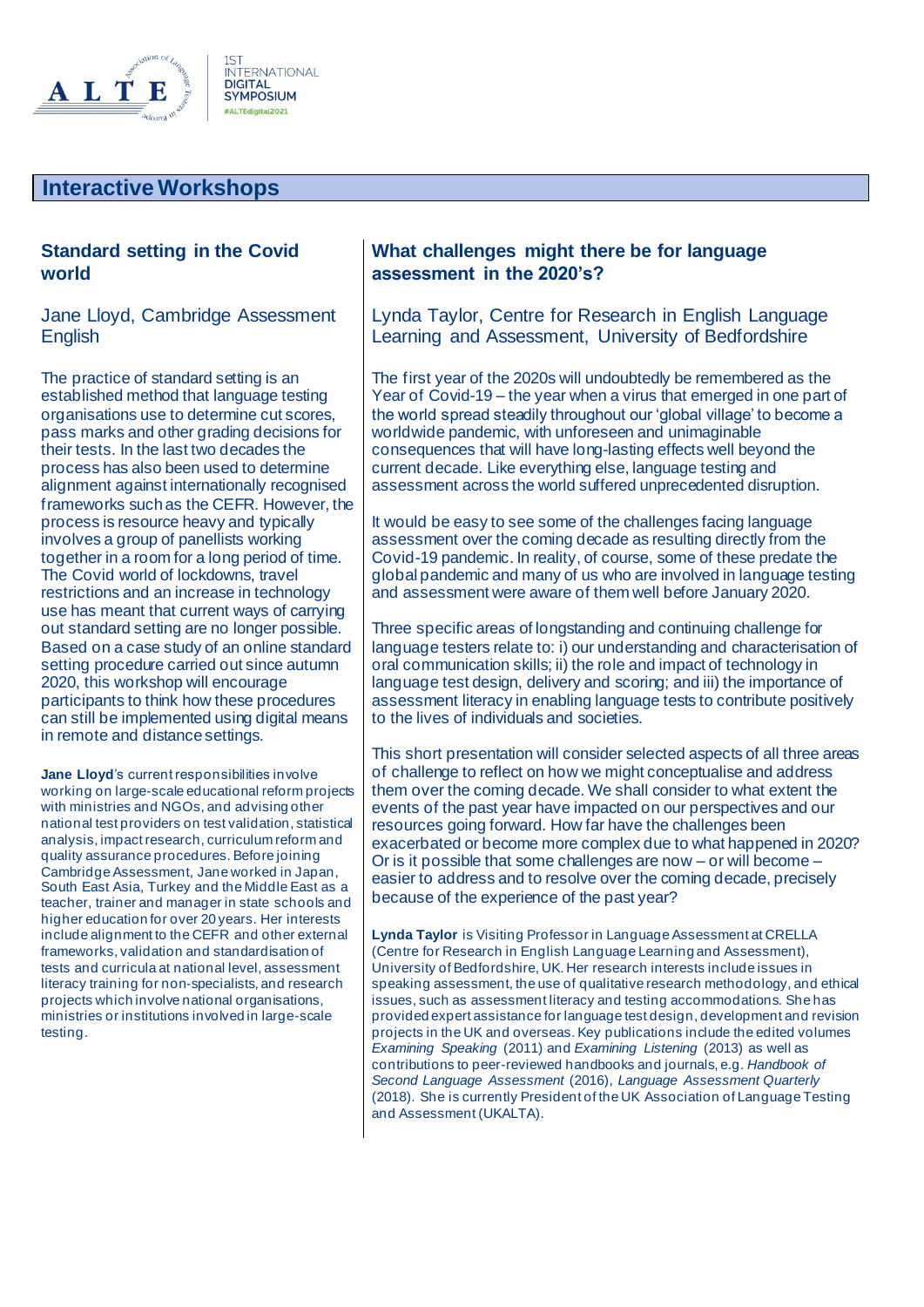## Interactive Workshops

### Standard setting in the Covid world

Jane Lloyd, Cambridge Assessment English

The practice of standard setting is an established method that language testing organisations use to determine cut scores, pass marks and other grading decisions for their tests. In the last two decades the process has also been used to determine alignment against internationally recognised frameworks such as the CEFR. However, the process is resource heavy and typically involves a group of panellists working together in a room for a long period of time. The Covid world of lockdowns, travel restrictions and an increase in technology use has meant that current ways of carrying out standard setting are no longer possible. Based on a case study of an online standard setting procedure carried out since autumn 2020, this workshop will encourage participants to think how these procedures can still be implemented using digital means in remote and distance settings.

**Jane Lloyd**'s current responsibilities involve working on large-scale educational reform projects with ministries and NGOs, and advising other national test providers on test validation, statistical analysis, impact research, curriculum reform and quality assurance procedures. Before joining Cambridge Assessment, Jane worked in Japan, South East Asia, Turkey and the Middle East as a teacher, trainer and manager in state schools and higher education for over 20 years. Her interests include alignment to the CEFR and other external frameworks, validation and standardisation of tests and curricula at national level, assessment literacy training for non-specialists, and research projects which involve national organisations, ministries or institutions involved in large-scale testing.

### What challenges might there be for language assessment in the 2020's?

Lynda Taylor, Centre for Research in English Language Learning and Assessment, University of Bedfordshire

The first year of the 2020s will undoubtedly be remembered as the Year of Covid-19 – the year when a virus that emerged in one part of the world spread steadily throughout our 'global village' to become a worldwide pandemic, with unforeseen and unimaginable consequences that will have long-lasting effects well beyond the current decade. Like everything else, language testing and assessment across the world suffered unprecedented disruption.

It would be easy to see some of the challenges facing language assessment over the coming decade as resulting directly from the Covid-19 pandemic. In reality, of course, some of these predate the global pandemic and many of us who are involved in language testing and assessment were aware of them well before January 2020.

Three specific areas of longstanding and continuing challenge for language testers relate to: i) our understanding and characterisation of oral communication skills; ii) the role and impact of technology in language test design, delivery and scoring; and iii) the importance of assessment literacy in enabling language tests to contribute positively to the lives of individuals and societies.

This short presentation will consider selected aspects of all three areas of challenge to reflect on how we might conceptualise and address them over the coming decade. We shall consider to what extent the events of the past year have impacted on our perspectives and our resources going forward. How far have the challenges been exacerbated or become more complex due to what happened in 2020? Or is it possible that some challenges are now – or will become – easier to address and to resolve over the coming decade, precisely because of the experience of the past year?

**Lynda Taylor** is Visiting Professor in Language Assessment at CRELLA (Centre for Research in English Language Learning and Assessment), University of Bedfordshire, UK. Her research interests include issues in speaking assessment, the use of qualitative research methodology, and ethical issues, such as assessment literacy and testing accommodations. She has provided expert assistance for language test design, development and revision projects in the UK and overseas. Key publications include the edited volumes *Examining Speaking* (2011) and *Examining Listening* (2013) as well as contributions to peer-reviewed handbooks and journals, e.g. *Handbook of Second Language Assessment* (2016), *Language Assessment Quarterly* (2018). She is currently President of the UK Association of Language Testing and Assessment (UKALTA).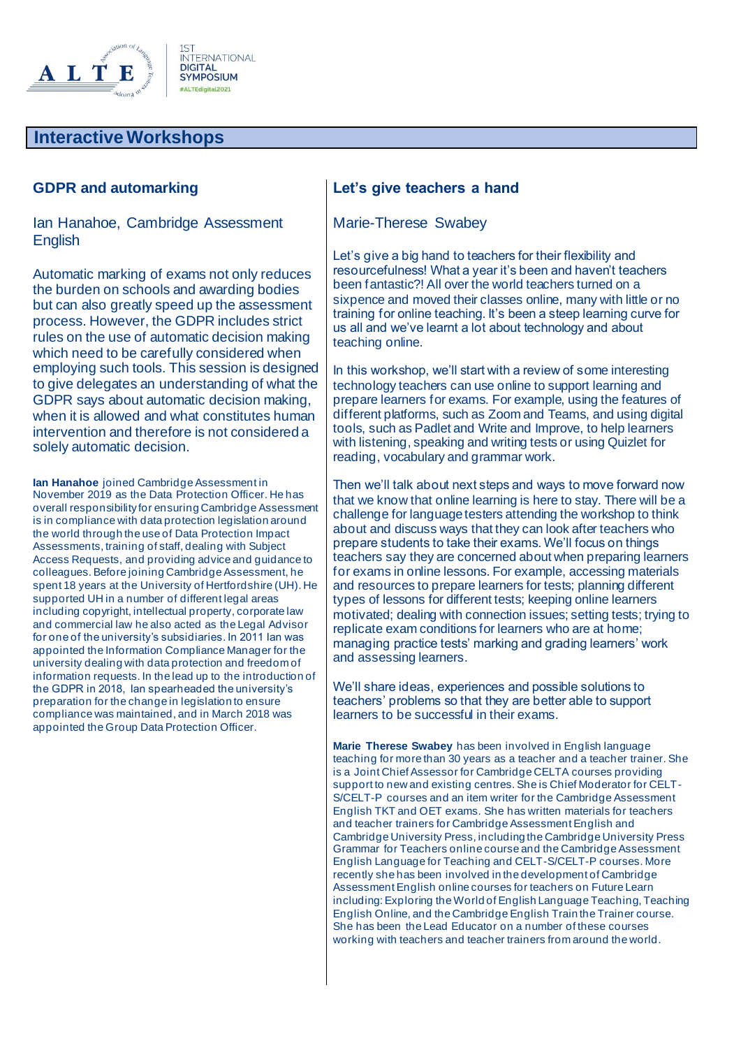## Interactive Workshops

### GDPR and automarking

Ian Hanahoe, Cambridge Assessment English

Automatic marking of exams not only reduces the burden on schools and awarding bodies but can also greatly speed up the assessment process. However, the GDPR includes strict rules on the use of automatic decision making which need to be carefully considered when employing such tools. This session is designed to give delegates an understanding of what the GDPR says about automatic decision making, when it is allowed and what constitutes human intervention and therefore is not considered a solely automatic decision.

**Ian Hanahoe** joined Cambridge Assessment in November 2019 as the Data Protection Officer. He has overall responsibility for ensuring Cambridge Assessment is in compliance with data protection legislation around the world through the use of Data Protection Impact Assessments, training of staff, dealing with Subject Access Requests, and providing advice and guidance to colleagues. Before joining Cambridge Assessment, he spent 18 years at the University of Hertfordshire (UH). He supported UH in a number of different legal areas including copyright, intellectual property, corporate law and commercial law he also acted as the Legal Advisor for one of the university's subsidiaries. In 2011 Ian was appointed the Information Compliance Manager for the university dealing with data protection and freedom of information requests. In the lead up to the introduction of the GDPR in 2018, Ian spearheaded the university's preparation for the change in legislation to ensure compliance was maintained, and in March 2018 was appointed the Group Data Protection Officer.

### Let's give teachers a hand

Marie-Therese Swabey

Let's give a big hand to teachers for their flexibility and resourcefulness! What a year it's been and haven't teachers been fantastic?! All over the world teachers turned on a sixpence and moved their classes online, many with little or no training for online teaching. It's been a steep learning curve for us all and we've learnt a lot about technology and about teaching online.

In this workshop, we'll start with a review of some interesting technology teachers can use online to support learning and prepare learners for exams. For example, using the features of different platforms, such as Zoom and Teams, and using digital tools, such as Padlet and Write and Improve, to help learners with listening, speaking and writing tests or using Quizlet for reading, vocabulary and grammar work.

Then we'll talk about next steps and ways to move forward now that we know that online learning is here to stay. There will be a challenge for language testers attending the workshop to think about and discuss ways that they can look after teachers who prepare students to take their exams. We'll focus on things teachers say they are concerned about when preparing learners for exams in online lessons. For example, accessing materials and resources to prepare learners for tests; planning different types of lessons for different tests; keeping online learners motivated; dealing with connection issues; setting tests; trying to replicate exam conditions for learners who are at home; managing practice tests' marking and grading learners' work and assessing learners.

We'll share ideas, experiences and possible solutions to teachers' problems so that they are better able to support learners to be successful in their exams.

**Marie Therese Swabey** has been involved in English language teaching for more than 30 years as a teacher and a teacher trainer. She is a Joint Chief Assessor for Cambridge CELTA courses providing support to new and existing centres. She is Chief Moderator for CELT-S/CELT-P courses and an item writer for the Cambridge Assessment English TKT and OET exams. She has written materials for teachers and teacher trainers for Cambridge Assessment English and Cambridge University Press, including the Cambridge University Press Grammar for Teachers online course and the Cambridge Assessment English Language for Teaching and CELT-S/CELT-P courses. More recently she has been involved in the development of Cambridge Assessment English online courses for teachers on Future Learn including: Exploring the World of English Language Teaching, Teaching English Online, and the Cambridge English Train the Trainer course. She has been the Lead Educator on a number of these courses working with teachers and teacher trainers from around the world.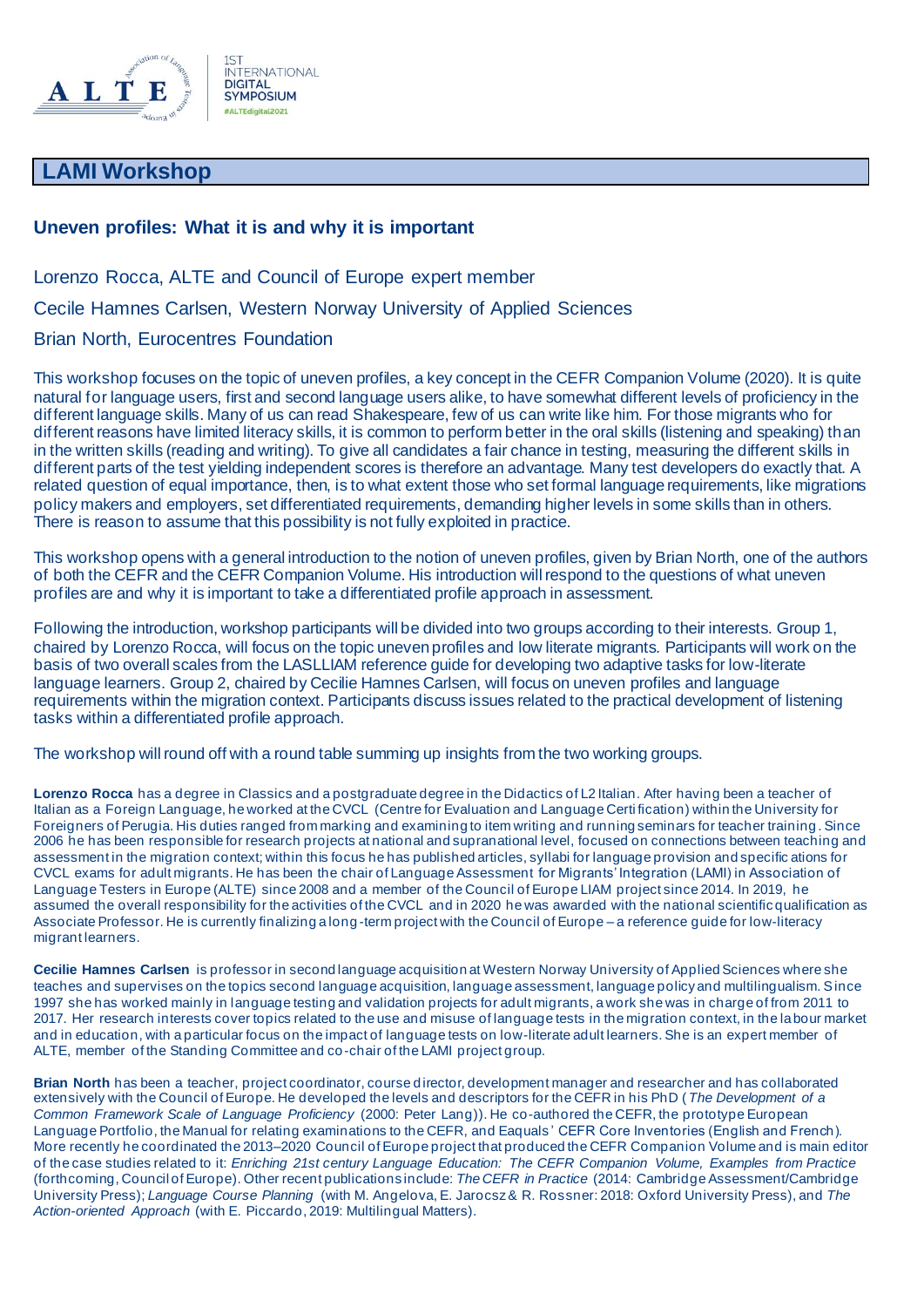## LAMI Workshop

### Uneven profiles: What it is and why it is important

Lorenzo Rocca, ALTE and Council of Europe expert member

Cecile Hamnes Carlsen, Western Norway University of Applied Sciences

Brian North, Eurocentres Foundation

This workshop focuses on the topic of uneven profiles, a key concept in the CEFR Companion Volume (2020). It is quite natural for language users, first and second language users alike, to have somewhat different levels of proficiency in the different language skills. Many of us can read Shakespeare, few of us can write like him. For those migrants who for different reasons have limited literacy skills, it is common to perform better in the oral skills (listening and speaking) than in the written skills (reading and writing). To give all candidates a fair chance in testing, measuring the different skills in different parts of the test yielding independent scores is therefore an advantage. Many test developers do exactly that. A related question of equal importance, then, is to what extent those who set formal language requirements, like migrations policy makers and employers, set differentiated requirements, demanding higher levels in some skills than in others. There is reason to assume that this possibility is not fully exploited in practice.

This workshop opens with a general introduction to the notion of uneven profiles, given by Brian North, one of the authors of both the CEFR and the CEFR Companion Volume. His introduction will respond to the questions of what uneven profiles are and why it is important to take a differentiated profile approach in assessment.

Following the introduction, workshop participants will be divided into two groups according to their interests. Group 1, chaired by Lorenzo Rocca, will focus on the topic uneven profiles and low literate migrants. Participants will work on the basis of two overall scales from the LASLLIAM reference guide for developing two adaptive tasks for low-literate language learners. Group 2, chaired by Cecilie Hamnes Carlsen, will focus on uneven profiles and language requirements within the migration context. Participants discuss issues related to the practical development of listening tasks within a differentiated profile approach.

The workshop will round off with a round table summing up insights from the two working groups.

**Lorenzo Rocca** has a degree in Classics and a postgraduate degree in the Didactics of L2 Italian. After having been a teacher of Italian as a Foreign Language, he worked at the CVCL (Centre for Evaluation and Language Certification) within the University for Foreigners of Perugia. His duties ranged from marking and examining to item writing and running seminars for teacher training. Since 2006 he has been responsible for research projects at national and supranational level, focused on connections between teaching and assessment in the migration context; within this focus he has published articles, syllabi for language provision and specific ations for CVCL exams for adult migrants. He has been the chair of Language Assessment for Migrants' Integration (LAMI) in Association of Language Testers in Europe (ALTE) since 2008 and a member of the Council of Europe LIAM project since 2014. In 2019, he assumed the overall responsibility for the activities of the CVCL and in 2020 he was awarded with the national scientific qualification as Associate Professor. He is currently finalizing a long-term project with the Council of Europe – a reference guide for low-literacy migrant learners.

**Cecilie Hamnes Carlsen** is professor in second language acquisition at Western Norway University of Applied Sciences where she teaches and supervises on the topics second language acquisition, language assessment, language policy and multilingualism. Since 1997 she has worked mainly in language testing and validation projects for adult migrants, a work she was in charge of from 2011 to 2017. Her research interests cover topics related to the use and misuse of language tests in the migration context, in the labour market and in education, with a particular focus on the impact of language tests on low-literate adult learners. She is an expert member of ALTE, member of the Standing Committee and co-chair of the LAMI project group.

**Brian North** has been a teacher, project coordinator, course director, development manager and researcher and has collaborated extensively with the Council of Europe. He developed the levels and descriptors for the CEFR in his PhD (*The Development of a Common Framework Scale of Language Proficiency* (2000: Peter Lang)). He co-authored the CEFR, the prototype European Language Portfolio, the Manual for relating examinations to the CEFR, and Eaquals' CEFR Core Inventories (English and French). More recently he coordinated the 2013–2020 Council of Europe project that produced the CEFR Companion Volume and is main editor of the case studies related to it: *Enriching 21st century Language Education: The CEFR Companion Volume, Examples from Practice* (forthcoming, Council of Europe). Other recent publications include: *The CEFR in Practice* (2014: Cambridge Assessment/Cambridge University Press); *Language Course Planning* (with M. Angelova, E. Jarocsz & R. Rossner: 2018: Oxford University Press), and *The Action-oriented Approach* (with E. Piccardo, 2019: Multilingual Matters).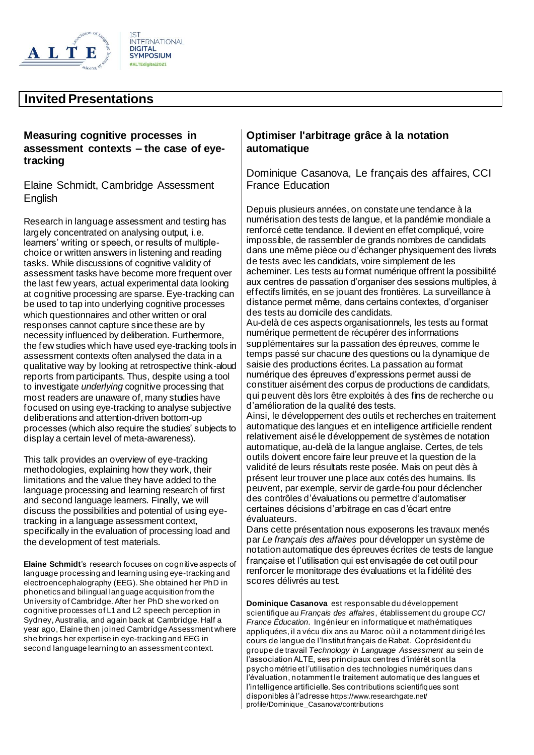# Invited Presentations

## Measuring cognitive processes in assessment contexts – the case of eye-tracking

Elaine Schmidt, Cambridge Assessment English

Research in language assessment and testing has largely concentrated on analysing output, i.e. learners' writing or speech, or results of multiple-choice or written answers in listening and reading tasks. While discussions of cognitive validity of assessment tasks have become more frequent over the last few years, actual experimental data looking at cognitive processing are sparse. Eye-tracking can be used to tap into underlying cognitive processes which questionnaires and other written or oral responses cannot capture since these are by necessity influenced by deliberation. Furthermore, the few studies which have used eye-tracking tools in assessment contexts often analysed the data in a qualitative way by looking at retrospective think-aloud reports from participants. Thus, despite using a tool to investigate *underlying* cognitive processing that most readers are unaware of, many studies have focused on using eye-tracking to analyse subjective deliberations and attention-driven bottom-up processes (which also require the studies' subjects to display a certain level of meta-awareness).

This talk provides an overview of eye-tracking methodologies, explaining how they work, their limitations and the value they have added to the language processing and learning research of first and second language learners. Finally, we will discuss the possibilities and potential of using eye-tracking in a language assessment context, specifically in the evaluation of processing load and the development of test materials.

**Elaine Schmidt**'s research focuses on cognitive aspects of language processing and learning using eye-tracking and electroencephalography (EEG). She obtained her PhD in phonetics and bilingual language acquisition from the University of Cambridge. After her PhD she worked on cognitive processes of L1 and L2 speech perception in Sydney, Australia, and again back at Cambridge. Half a year ago, Elaine then joined Cambridge Assessment where she brings her expertise in eye-tracking and EEG in second language learning to an assessment context.

## Optimiser l'arbitrage grâce à la notation automatique

Dominique Casanova, Le français des affaires, CCI France Education

Depuis plusieurs années, on constate une tendance à la numérisation des tests de langue, et la pandémie mondiale a renforcé cette tendance. Il devient en effet compliqué, voire impossible, de rassembler de grands nombres de candidats dans une même pièce ou d'échanger physiquement des livrets de tests avec les candidats, voire simplement de les acheminer. Les tests au format numérique offrent la possibilité aux centres de passation d'organiser des sessions multiples, à effectifs limités, en se jouant des frontières. La surveillance à distance permet même, dans certains contextes, d'organiser des tests au domicile des candidats.
Au-delà de ces aspects organisationnels, les tests au format numérique permettent de récupérer des informations supplémentaires sur la passation des épreuves, comme le temps passé sur chacune des questions ou la dynamique de saisie des productions écrites. La passation au format numérique des épreuves d'expressions permet aussi de constituer aisément des corpus de productions de candidats, qui peuvent dès lors être exploités à des fins de recherche ou d'amélioration de la qualité des tests.
Ainsi, le développement des outils et recherches en traitement automatique des langues et en intelligence artificielle rendent relativement aisé le développement de systèmes de notation automatique, au-delà de la langue anglaise. Certes, de tels outils doivent encore faire leur preuve et la question de la validité de leurs résultats reste posée. Mais on peut dès à présent leur trouver une place aux cotés des humains. Ils peuvent, par exemple, servir de garde-fou pour déclencher des contrôles d'évaluations ou permettre d'automatiser certaines décisions d'arbitrage en cas d'écart entre évaluateurs.
Dans cette présentation nous exposerons les travaux menés par *Le français des affaires* pour développer un système de notation automatique des épreuves écrites de tests de langue française et l'utilisation qui est envisagée de cet outil pour renforcer le monitorage des évaluations et la fidélité des scores délivrés au test.

**Dominique Casanova** est responsable du développement scientifique au *Français des affaires*, établissement du groupe *CCI France Éducation*. Ingénieur en informatique et mathématiques appliquées, il a vécu dix ans au Maroc où il a notamment dirigé les cours de langue de l'Institut français de Rabat. Coprésident du groupe de travail *Technology in Language Assessment* au sein de l'association ALTE, ses principaux centres d'intérêt sont la psychométrie et l'utilisation des technologies numériques dans l'évaluation, notamment le traitement automatique des langues et l'intelligence artificielle. Ses contributions scientifiques sont disponibles à l'adresse https://www.researchgate.net/profile/Dominique_Casanova/contributions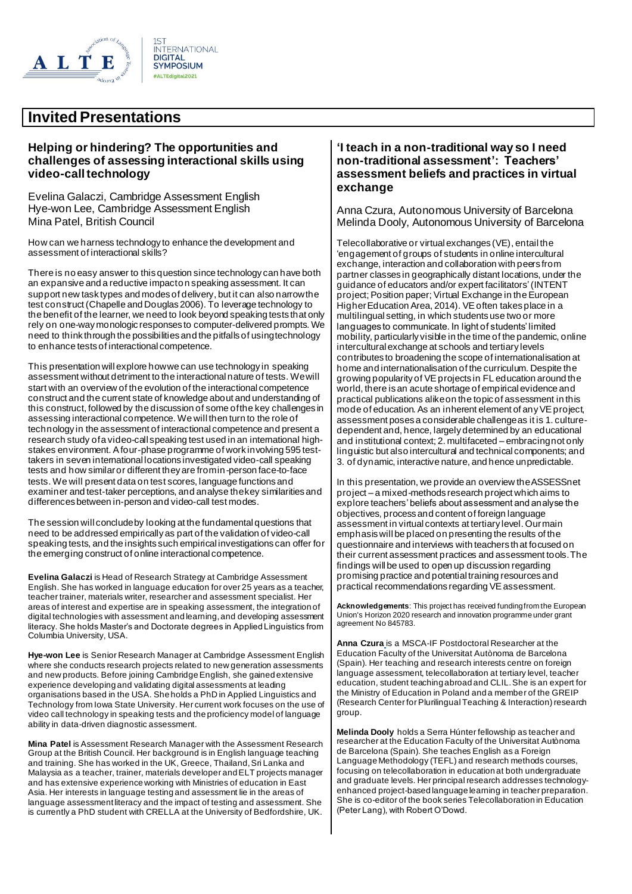# Invited Presentations

## Helping or hindering? The opportunities and challenges of assessing interactional skills using video-call technology

Evelina Galaczi, Cambridge Assessment English
Hye-won Lee, Cambridge Assessment English
Mina Patel, British Council

How can we harness technology to enhance the development and assessment of interactional skills?

There is no easy answer to this question since technology can have both an expansive and a reductive impact on speaking assessment. It can support new task types and modes of delivery, but it can also narrow the test construct (Chapelle and Douglas 2006). To leverage technology to the benefit of the learner, we need to look beyond speaking tests that only rely on one-way monologic responses to computer-delivered prompts. We need to think through the possibilities and the pitfalls of using technology to enhance tests of interactional competence.

This presentation will explore how we can use technology in speaking assessment without detriment to the interactional nature of tests. We will start with an overview of the evolution of the interactional competence construct and the current state of knowledge about and understanding of this construct, followed by the discussion of some of the key challenges in assessing interactional competence. We will then turn to the role of technology in the assessment of interactional competence and present a research study of a video-call speaking test used in an international high-stakes environment. A four-phase programme of work involving 595 test-takers in seven international locations investigated video-call speaking tests and how similar or different they are from in-person face-to-face tests. We will present data on test scores, language functions and examiner and test-taker perceptions, and analyse the key similarities and differences between in-person and video-call test modes.

The session will conclude by looking at the fundamental questions that need to be addressed empirically as part of the validation of video-call speaking tests, and the insights such empirical investigations can offer for the emerging construct of online interactional competence.

**Evelina Galaczi** is Head of Research Strategy at Cambridge Assessment English. She has worked in language education for over 25 years as a teacher, teacher trainer, materials writer, researcher and assessment specialist. Her areas of interest and expertise are in speaking assessment, the integration of digital technologies with assessment and learning, and developing assessment literacy. She holds Master's and Doctorate degrees in Applied Linguistics from Columbia University, USA.

**Hye-won Lee** is Senior Research Manager at Cambridge Assessment English where she conducts research projects related to new generation assessments and new products. Before joining Cambridge English, she gained extensive experience developing and validating digital assessments at leading organisations based in the USA. She holds a PhD in Applied Linguistics and Technology from Iowa State University. Her current work focuses on the use of video call technology in speaking tests and the proficiency model of language ability in data-driven diagnostic assessment.

**Mina Patel** is Assessment Research Manager with the Assessment Research Group at the British Council. Her background is in English language teaching and training. She has worked in the UK, Greece, Thailand, Sri Lanka and Malaysia as a teacher, trainer, materials developer and ELT projects manager and has extensive experience working with Ministries of education in East Asia. Her interests in language testing and assessment lie in the areas of language assessment literacy and the impact of testing and assessment. She is currently a PhD student with CRELLA at the University of Bedfordshire, UK.

## 'I teach in a non-traditional way so I need non-traditional assessment': Teachers' assessment beliefs and practices in virtual exchange

Anna Czura, Autonomous University of Barcelona
Melinda Dooly, Autonomous University of Barcelona

Telecollaborative or virtual exchanges (VE), entail the 'engagement of groups of students in online intercultural exchange, interaction and collaboration with peers from partner classes in geographically distant locations, under the guidance of educators and/or expert facilitators' (INTENT project; Position paper; Virtual Exchange in the European Higher Education Area, 2014). VE often takes place in a multilingual setting, in which students use two or more languages to communicate. In light of students' limited mobility, particularly visible in the time of the pandemic, online intercultural exchange at schools and tertiary levels contributes to broadening the scope of internationalisation at home and internationalisation of the curriculum. Despite the growing popularity of VE projects in FL education around the world, there is an acute shortage of empirical evidence and practical publications alike on the topic of assessment in this mode of education. As an inherent element of any VE project, assessment poses a considerable challenge as it is 1. culture-dependent and, hence, largely determined by an educational and institutional context; 2. multifaceted – embracing not only linguistic but also intercultural and technical components; and 3. of dynamic, interactive nature, and hence unpredictable.

In this presentation, we provide an overview the ASSESSnet project – a mixed-methods research project which aims to explore teachers' beliefs about assessment and analyse the objectives, process and content of foreign language assessment in virtual contexts at tertiary level. Our main emphasis will be placed on presenting the results of the questionnaire and interviews with teachers that focused on their current assessment practices and assessment tools. The findings will be used to open up discussion regarding promising practice and potential training resources and practical recommendations regarding VE assessment.

**Acknowledgements**: This project has received funding from the European Union's Horizon 2020 research and innovation programme under grant agreement No 845783.

**Anna Czura** is a MSCA-IF Postdoctoral Researcher at the Education Faculty of the Universitat Autònoma de Barcelona (Spain). Her teaching and research interests centre on foreign language assessment, telecollaboration at tertiary level, teacher education, student teaching abroad and CLIL. She is an expert for the Ministry of Education in Poland and a member of the GREIP (Research Center for Plurilingual Teaching & Interaction) research group.

**Melinda Dooly** holds a Serra Húnter fellowship as teacher and researcher at the Education Faculty of the Universitat Autònoma de Barcelona (Spain). She teaches English as a Foreign Language Methodology (TEFL) and research methods courses, focusing on telecollaboration in education at both undergraduate and graduate levels. Her principal research addresses technology-enhanced project-based language learning in teacher preparation. She is co-editor of the book series Telecollaboration in Education (Peter Lang), with Robert O'Dowd.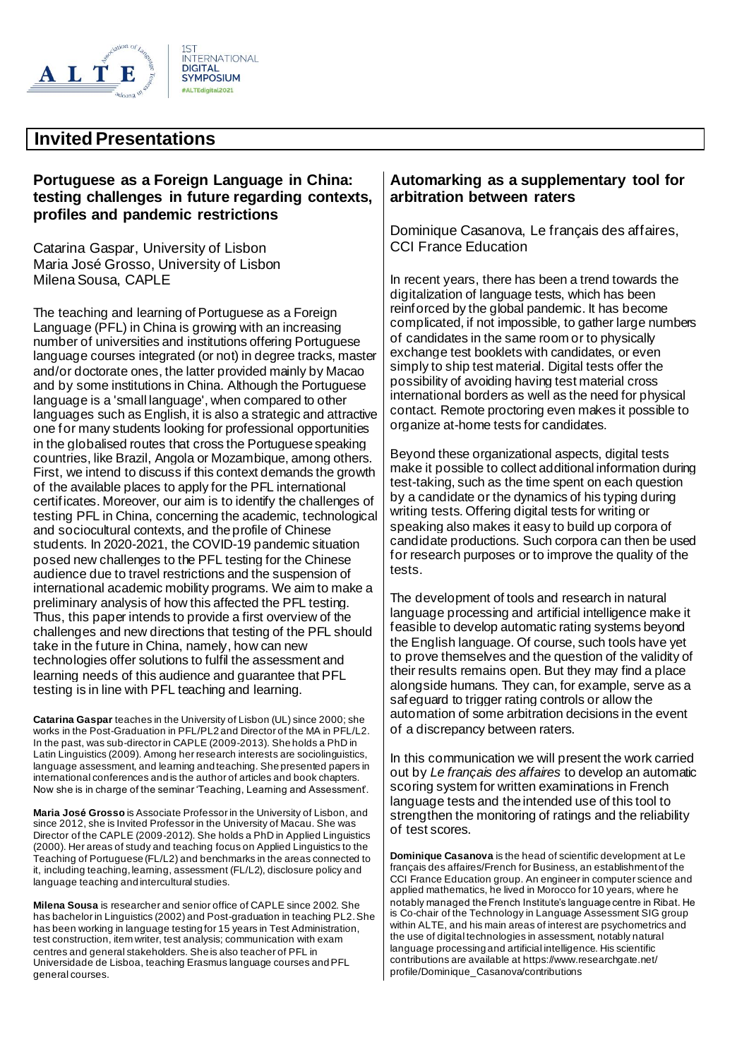## Invited Presentations

### Portuguese as a Foreign Language in China: testing challenges in future regarding contexts, profiles and pandemic restrictions

Catarina Gaspar, University of Lisbon
Maria José Grosso, University of Lisbon
Milena Sousa, CAPLE

The teaching and learning of Portuguese as a Foreign Language (PFL) in China is growing with an increasing number of universities and institutions offering Portuguese language courses integrated (or not) in degree tracks, master and/or doctorate ones, the latter provided mainly by Macao and by some institutions in China. Although the Portuguese language is a 'small language', when compared to other languages such as English, it is also a strategic and attractive one for many students looking for professional opportunities in the globalised routes that cross the Portuguese speaking countries, like Brazil, Angola or Mozambique, among others. First, we intend to discuss if this context demands the growth of the available places to apply for the PFL international certificates. Moreover, our aim is to identify the challenges of testing PFL in China, concerning the academic, technological and sociocultural contexts, and the profile of Chinese students. In 2020-2021, the COVID-19 pandemic situation posed new challenges to the PFL testing for the Chinese audience due to travel restrictions and the suspension of international academic mobility programs. We aim to make a preliminary analysis of how this affected the PFL testing. Thus, this paper intends to provide a first overview of the challenges and new directions that testing of the PFL should take in the future in China, namely, how can new technologies offer solutions to fulfil the assessment and learning needs of this audience and guarantee that PFL testing is in line with PFL teaching and learning.

**Catarina Gaspar** teaches in the University of Lisbon (UL) since 2000; she works in the Post-Graduation in PFL/PL2 and Director of the MA in PFL/L2. In the past, was sub-director in CAPLE (2009-2013). She holds a PhD in Latin Linguistics (2009). Among her research interests are sociolinguistics, language assessment, and learning and teaching. She presented papers in international conferences and is the author of articles and book chapters. Now she is in charge of the seminar 'Teaching, Learning and Assessment'.

**Maria José Grosso** is Associate Professor in the University of Lisbon, and since 2012, she is Invited Professor in the University of Macau. She was Director of the CAPLE (2009-2012). She holds a PhD in Applied Linguistics (2000). Her areas of study and teaching focus on Applied Linguistics to the Teaching of Portuguese (FL/L2) and benchmarks in the areas connected to it, including teaching, learning, assessment (FL/L2), disclosure policy and language teaching and intercultural studies.

**Milena Sousa** is researcher and senior office of CAPLE since 2002. She has bachelor in Linguistics (2002) and Post-graduation in teaching PL2. She has been working in language testing for 15 years in Test Administration, test construction, item writer, test analysis; communication with exam centres and general stakeholders. She is also teacher of PFL in Universidade de Lisboa, teaching Erasmus language courses and PFL general courses.

### Automarking as a supplementary tool for arbitration between raters

Dominique Casanova, Le français des affaires, CCI France Education

In recent years, there has been a trend towards the digitalization of language tests, which has been reinforced by the global pandemic. It has become complicated, if not impossible, to gather large numbers of candidates in the same room or to physically exchange test booklets with candidates, or even simply to ship test material. Digital tests offer the possibility of avoiding having test material cross international borders as well as the need for physical contact. Remote proctoring even makes it possible to organize at-home tests for candidates.

Beyond these organizational aspects, digital tests make it possible to collect additional information during test-taking, such as the time spent on each question by a candidate or the dynamics of his typing during writing tests. Offering digital tests for writing or speaking also makes it easy to build up corpora of candidate productions. Such corpora can then be used for research purposes or to improve the quality of the tests.

The development of tools and research in natural language processing and artificial intelligence make it feasible to develop automatic rating systems beyond the English language. Of course, such tools have yet to prove themselves and the question of the validity of their results remains open. But they may find a place alongside humans. They can, for example, serve as a safeguard to trigger rating controls or allow the automation of some arbitration decisions in the event of a discrepancy between raters.

In this communication we will present the work carried out by *Le français des affaires* to develop an automatic scoring system for written examinations in French language tests and the intended use of this tool to strengthen the monitoring of ratings and the reliability of test scores.

**Dominique Casanova** is the head of scientific development at Le français des affaires/French for Business, an establishment of the CCI France Education group. An engineer in computer science and applied mathematics, he lived in Morocco for 10 years, where he notably managed the French Institute's language centre in Ribat. He is Co-chair of the Technology in Language Assessment SIG group within ALTE, and his main areas of interest are psychometrics and the use of digital technologies in assessment, notably natural language processing and artificial intelligence. His scientific contributions are available at https://www.researchgate.net/profile/Dominique_Casanova/contributions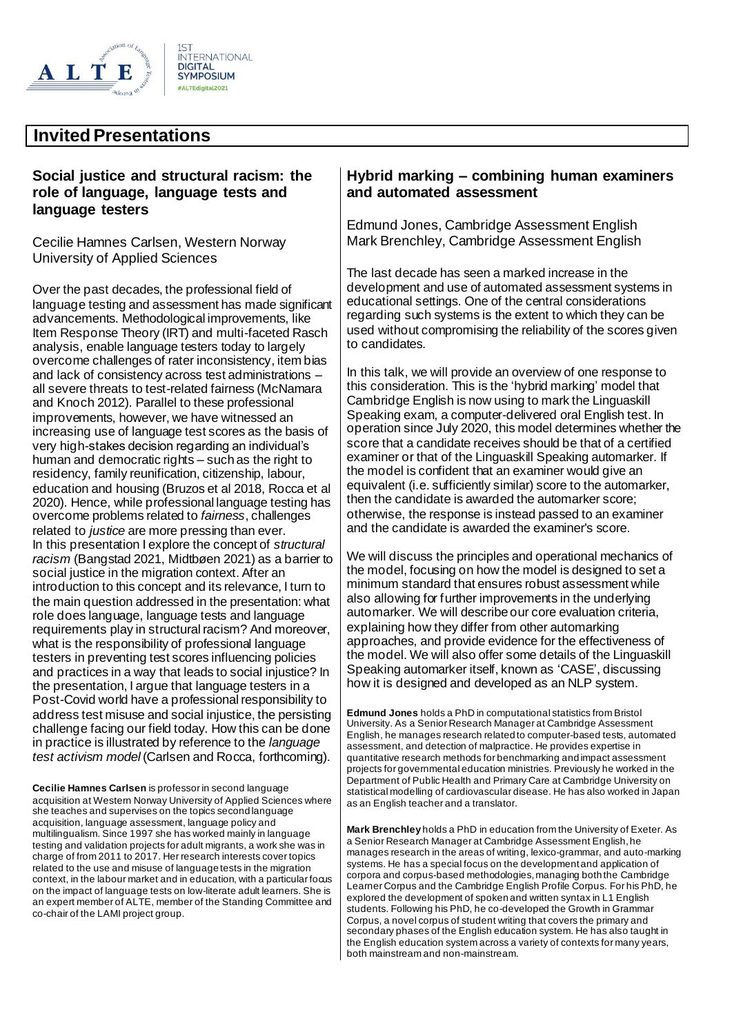# Invited Presentations

## Social justice and structural racism: the role of language, language tests and language testers

Cecilie Hamnes Carlsen, Western Norway University of Applied Sciences

Over the past decades, the professional field of language testing and assessment has made significant advancements. Methodological improvements, like Item Response Theory (IRT) and multi-faceted Rasch analysis, enable language testers today to largely overcome challenges of rater inconsistency, item bias and lack of consistency across test administrations – all severe threats to test-related fairness (McNamara and Knoch 2012). Parallel to these professional improvements, however, we have witnessed an increasing use of language test scores as the basis of very high-stakes decision regarding an individual's human and democratic rights – such as the right to residency, family reunification, citizenship, labour, education and housing (Bruzos et al 2018, Rocca et al 2020). Hence, while professional language testing has overcome problems related to *fairness*, challenges related to *justice* are more pressing than ever.
In this presentation I explore the concept of *structural racism* (Bangstad 2021, Midtbøen 2021) as a barrier to social justice in the migration context. After an introduction to this concept and its relevance, I turn to the main question addressed in the presentation: what role does language, language tests and language requirements play in structural racism? And moreover, what is the responsibility of professional language testers in preventing test scores influencing policies and practices in a way that leads to social injustice? In the presentation, I argue that language testers in a Post-Covid world have a professional responsibility to address test misuse and social injustice, the persisting challenge facing our field today. How this can be done in practice is illustrated by reference to the *language test activism model* (Carlsen and Rocca, forthcoming).

**Cecilie Hamnes Carlsen** is professor in second language acquisition at Western Norway University of Applied Sciences where she teaches and supervises on the topics second language acquisition, language assessment, language policy and multilingualism. Since 1997 she has worked mainly in language testing and validation projects for adult migrants, a work she was in charge of from 2011 to 2017. Her research interests cover topics related to the use and misuse of language tests in the migration context, in the labour market and in education, with a particular focus on the impact of language tests on low-literate adult learners. She is an expert member of ALTE, member of the Standing Committee and co-chair of the LAMI project group.

## Hybrid marking – combining human examiners and automated assessment

Edmund Jones, Cambridge Assessment English
Mark Brenchley, Cambridge Assessment English

The last decade has seen a marked increase in the development and use of automated assessment systems in educational settings. One of the central considerations regarding such systems is the extent to which they can be used without compromising the reliability of the scores given to candidates.

In this talk, we will provide an overview of one response to this consideration. This is the 'hybrid marking' model that Cambridge English is now using to mark the Linguaskill Speaking exam, a computer-delivered oral English test. In operation since July 2020, this model determines whether the score that a candidate receives should be that of a certified examiner or that of the Linguaskill Speaking automarker. If the model is confident that an examiner would give an equivalent (i.e. sufficiently similar) score to the automarker, then the candidate is awarded the automarker score; otherwise, the response is instead passed to an examiner and the candidate is awarded the examiner's score.

We will discuss the principles and operational mechanics of the model, focusing on how the model is designed to set a minimum standard that ensures robust assessment while also allowing for further improvements in the underlying automarker. We will describe our core evaluation criteria, explaining how they differ from other automarking approaches, and provide evidence for the effectiveness of the model. We will also offer some details of the Linguaskill Speaking automarker itself, known as 'CASE', discussing how it is designed and developed as an NLP system.

**Edmund Jones** holds a PhD in computational statistics from Bristol University. As a Senior Research Manager at Cambridge Assessment English, he manages research related to computer-based tests, automated assessment, and detection of malpractice. He provides expertise in quantitative research methods for benchmarking and impact assessment projects for governmental education ministries. Previously he worked in the Department of Public Health and Primary Care at Cambridge University on statistical modelling of cardiovascular disease. He has also worked in Japan as an English teacher and a translator.

**Mark Brenchley** holds a PhD in education from the University of Exeter. As a Senior Research Manager at Cambridge Assessment English, he manages research in the areas of writing, lexico-grammar, and auto-marking systems. He has a special focus on the development and application of corpora and corpus-based methodologies, managing both the Cambridge Learner Corpus and the Cambridge English Profile Corpus. For his PhD, he explored the development of spoken and written syntax in L1 English students. Following his PhD, he co-developed the Growth in Grammar Corpus, a novel corpus of student writing that covers the primary and secondary phases of the English education system. He has also taught in the English education system across a variety of contexts for many years, both mainstream and non-mainstream.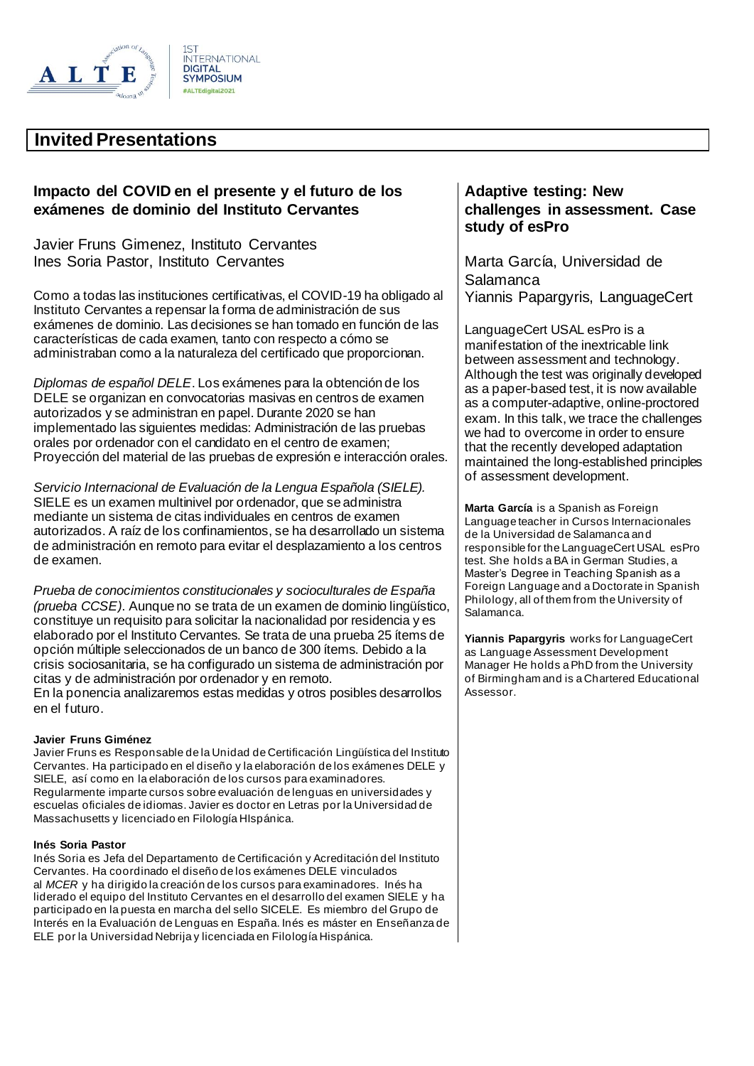## Invited Presentations

### Impacto del COVID en el presente y el futuro de los exámenes de dominio del Instituto Cervantes

Javier Fruns Gimenez, Instituto Cervantes
Ines Soria Pastor, Instituto Cervantes

Como a todas las instituciones certificativas, el COVID-19 ha obligado al Instituto Cervantes a repensar la forma de administración de sus exámenes de dominio. Las decisiones se han tomado en función de las características de cada examen, tanto con respecto a cómo se administraban como a la naturaleza del certificado que proporcionan.

*Diplomas de español DELE*. Los exámenes para la obtención de los DELE se organizan en convocatorias masivas en centros de examen autorizados y se administran en papel. Durante 2020 se han implementado las siguientes medidas: Administración de las pruebas orales por ordenador con el candidato en el centro de examen; Proyección del material de las pruebas de expresión e interacción orales.

*Servicio Internacional de Evaluación de la Lengua Española (SIELE).* SIELE es un examen multinivel por ordenador, que se administra mediante un sistema de citas individuales en centros de examen autorizados. A raíz de los confinamientos, se ha desarrollado un sistema de administración en remoto para evitar el desplazamiento a los centros de examen.

*Prueba de conocimientos constitucionales y socioculturales de España (prueba CCSE)*. Aunque no se trata de un examen de dominio lingüístico, constituye un requisito para solicitar la nacionalidad por residencia y es elaborado por el Instituto Cervantes. Se trata de una prueba 25 ítems de opción múltiple seleccionados de un banco de 300 ítems. Debido a la crisis sociosanitaria, se ha configurado un sistema de administración por citas y de administración por ordenador y en remoto.
En la ponencia analizaremos estas medidas y otros posibles desarrollos en el futuro.

**Javier Fruns Giménez**
Javier Fruns es Responsable de la Unidad de Certificación Lingüística del Instituto Cervantes. Ha participado en el diseño y la elaboración de los exámenes DELE y SIELE, así como en la elaboración de los cursos para examinadores. Regularmente imparte cursos sobre evaluación de lenguas en universidades y escuelas oficiales de idiomas. Javier es doctor en Letras por la Universidad de Massachusetts y licenciado en Filología HIspánica.

**Inés Soria Pastor**
Inés Soria es Jefa del Departamento de Certificación y Acreditación del Instituto Cervantes. Ha coordinado el diseño de los exámenes DELE vinculados al *MCER* y ha dirigido la creación de los cursos para examinadores. Inés ha liderado el equipo del Instituto Cervantes en el desarrollo del examen SIELE y ha participado en la puesta en marcha del sello SICELE. Es miembro del Grupo de Interés en la Evaluación de Lenguas en España. Inés es máster en Enseñanza de ELE por la Universidad Nebrija y licenciada en Filología Hispánica.

### Adaptive testing: New challenges in assessment. Case study of esPro

Marta García, Universidad de Salamanca
Yiannis Papargyris, LanguageCert

LanguageCert USAL esPro is a manifestation of the inextricable link between assessment and technology. Although the test was originally developed as a paper-based test, it is now available as a computer-adaptive, online-proctored exam. In this talk, we trace the challenges we had to overcome in order to ensure that the recently developed adaptation maintained the long-established principles of assessment development.

**Marta García** is a Spanish as Foreign Language teacher in Cursos Internacionales de la Universidad de Salamanca and responsible for the LanguageCert USAL esPro test. She holds a BA in German Studies, a Master's Degree in Teaching Spanish as a Foreign Language and a Doctorate in Spanish Philology, all of them from the University of Salamanca.

**Yiannis Papargyris** works for LanguageCert as Language Assessment Development Manager He holds a PhD from the University of Birmingham and is a Chartered Educational Assessor.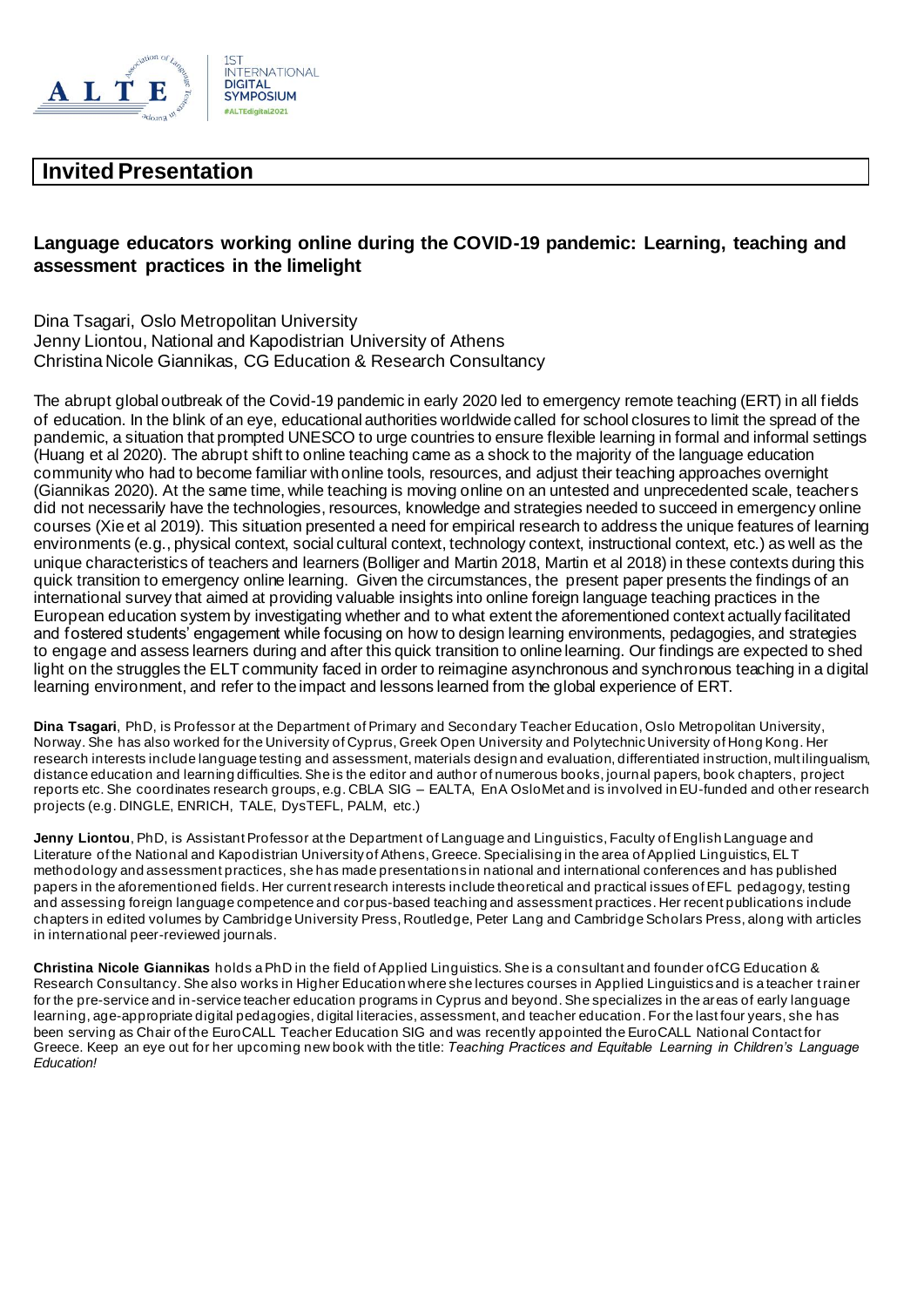## Invited Presentation

### Language educators working online during the COVID-19 pandemic: Learning, teaching and assessment practices in the limelight

Dina Tsagari, Oslo Metropolitan University
Jenny Liontou, National and Kapodistrian University of Athens
Christina Nicole Giannikas, CG Education & Research Consultancy

The abrupt global outbreak of the Covid-19 pandemic in early 2020 led to emergency remote teaching (ERT) in all fields of education. In the blink of an eye, educational authorities worldwide called for school closures to limit the spread of the pandemic, a situation that prompted UNESCO to urge countries to ensure flexible learning in formal and informal settings (Huang et al 2020). The abrupt shift to online teaching came as a shock to the majority of the language education community who had to become familiar with online tools, resources, and adjust their teaching approaches overnight (Giannikas 2020). At the same time, while teaching is moving online on an untested and unprecedented scale, teachers did not necessarily have the technologies, resources, knowledge and strategies needed to succeed in emergency online courses (Xie et al 2019). This situation presented a need for empirical research to address the unique features of learning environments (e.g., physical context, social cultural context, technology context, instructional context, etc.) as well as the unique characteristics of teachers and learners (Bolliger and Martin 2018, Martin et al 2018) in these contexts during this quick transition to emergency online learning. Given the circumstances, the present paper presents the findings of an international survey that aimed at providing valuable insights into online foreign language teaching practices in the European education system by investigating whether and to what extent the aforementioned context actually facilitated and fostered students' engagement while focusing on how to design learning environments, pedagogies, and strategies to engage and assess learners during and after this quick transition to online learning. Our findings are expected to shed light on the struggles the ELT community faced in order to reimagine asynchronous and synchronous teaching in a digital learning environment, and refer to the impact and lessons learned from the global experience of ERT.

**Dina Tsagari**, PhD, is Professor at the Department of Primary and Secondary Teacher Education, Oslo Metropolitan University, Norway. She has also worked for the University of Cyprus, Greek Open University and Polytechnic University of Hong Kong. Her research interests include language testing and assessment, materials design and evaluation, differentiated instruction, multilingualism, distance education and learning difficulties. She is the editor and author of numerous books, journal papers, book chapters, project reports etc. She coordinates research groups, e.g. CBLA SIG – EALTA, EnA OsloMet and is involved in EU-funded and other research projects (e.g. DINGLE, ENRICH, TALE, DysTEFL, PALM, etc.)

**Jenny Liontou**, PhD, is Assistant Professor at the Department of Language and Linguistics, Faculty of English Language and Literature of the National and Kapodistrian University of Athens, Greece. Specialising in the area of Applied Linguistics, ELT methodology and assessment practices, she has made presentations in national and international conferences and has published papers in the aforementioned fields. Her current research interests include theoretical and practical issues of EFL pedagogy, testing and assessing foreign language competence and corpus-based teaching and assessment practices. Her recent publications include chapters in edited volumes by Cambridge University Press, Routledge, Peter Lang and Cambridge Scholars Press, along with articles in international peer-reviewed journals.

**Christina Nicole Giannikas** holds a PhD in the field of Applied Linguistics. She is a consultant and founder of CG Education & Research Consultancy. She also works in Higher Education where she lectures courses in Applied Linguistics and is a teacher trainer for the pre-service and in-service teacher education programs in Cyprus and beyond. She specializes in the areas of early language learning, age-appropriate digital pedagogies, digital literacies, assessment, and teacher education. For the last four years, she has been serving as Chair of the EuroCALL Teacher Education SIG and was recently appointed the EuroCALL National Contact for Greece. Keep an eye out for her upcoming new book with the title: *Teaching Practices and Equitable Learning in Children's Language Education!*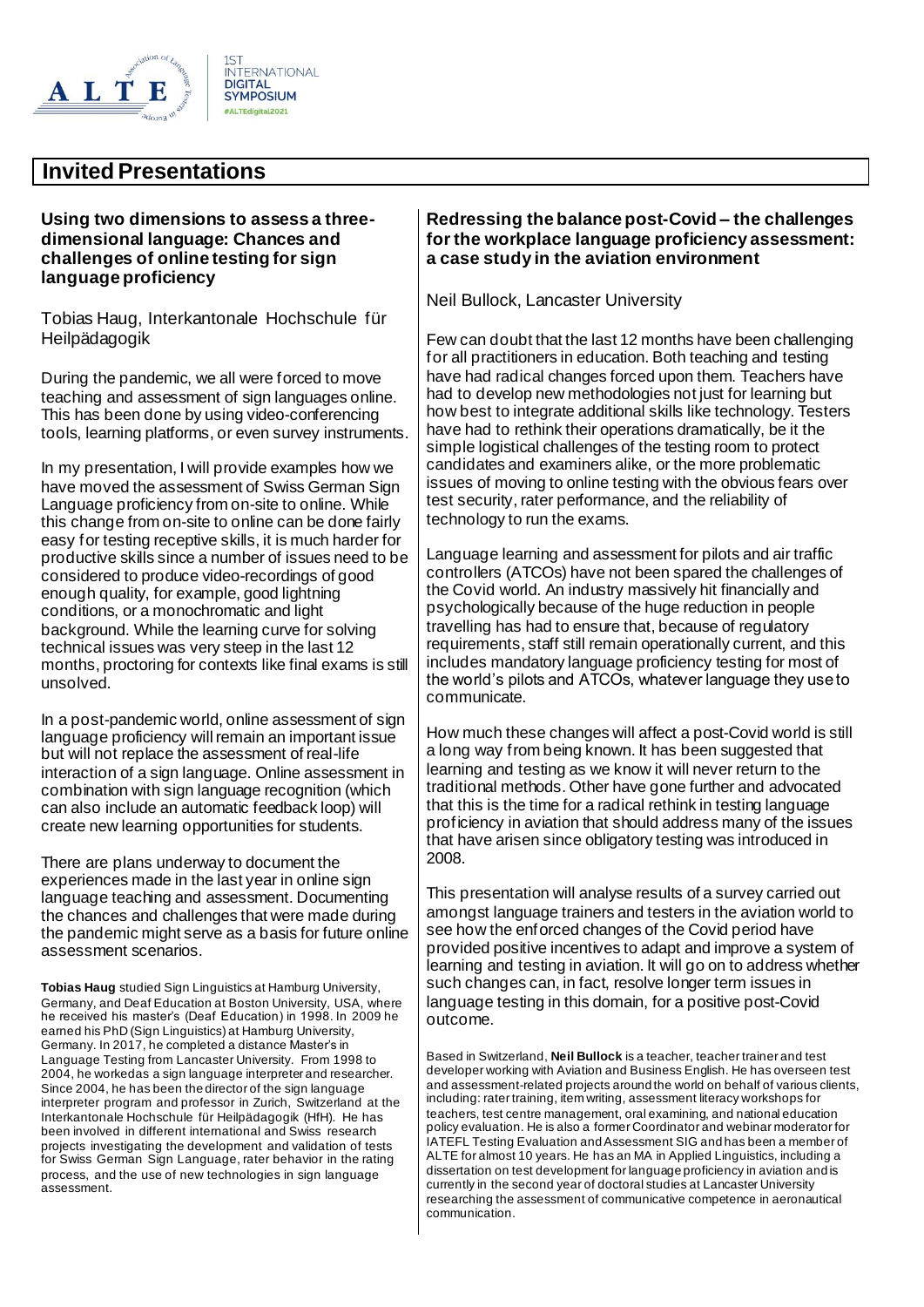# Invited Presentations

### Using two dimensions to assess a three-dimensional language: Chances and challenges of online testing for sign language proficiency

Tobias Haug, Interkantonale Hochschule für Heilpädagogik

During the pandemic, we all were forced to move teaching and assessment of sign languages online. This has been done by using video-conferencing tools, learning platforms, or even survey instruments.

In my presentation, I will provide examples how we have moved the assessment of Swiss German Sign Language proficiency from on-site to online. While this change from on-site to online can be done fairly easy for testing receptive skills, it is much harder for productive skills since a number of issues need to be considered to produce video-recordings of good enough quality, for example, good lightning conditions, or a monochromatic and light background. While the learning curve for solving technical issues was very steep in the last 12 months, proctoring for contexts like final exams is still unsolved.

In a post-pandemic world, online assessment of sign language proficiency will remain an important issue but will not replace the assessment of real-life interaction of a sign language. Online assessment in combination with sign language recognition (which can also include an automatic feedback loop) will create new learning opportunities for students.

There are plans underway to document the experiences made in the last year in online sign language teaching and assessment. Documenting the chances and challenges that were made during the pandemic might serve as a basis for future online assessment scenarios.

**Tobias Haug** studied Sign Linguistics at Hamburg University, Germany, and Deaf Education at Boston University, USA, where he received his master's (Deaf Education) in 1998. In 2009 he earned his PhD (Sign Linguistics) at Hamburg University, Germany. In 2017, he completed a distance Master's in Language Testing from Lancaster University. From 1998 to 2004, he workedas a sign language interpreter and researcher. Since 2004, he has been the director of the sign language interpreter program and professor in Zurich, Switzerland at the Interkantonale Hochschule für Heilpädagogik (HfH). He has been involved in different international and Swiss research projects investigating the development and validation of tests for Swiss German Sign Language, rater behavior in the rating process, and the use of new technologies in sign language assessment.

### Redressing the balance post-Covid – the challenges for the workplace language proficiency assessment: a case study in the aviation environment

Neil Bullock, Lancaster University

Few can doubt that the last 12 months have been challenging for all practitioners in education. Both teaching and testing have had radical changes forced upon them. Teachers have had to develop new methodologies not just for learning but how best to integrate additional skills like technology. Testers have had to rethink their operations dramatically, be it the simple logistical challenges of the testing room to protect candidates and examiners alike, or the more problematic issues of moving to online testing with the obvious fears over test security, rater performance, and the reliability of technology to run the exams.

Language learning and assessment for pilots and air traffic controllers (ATCOs) have not been spared the challenges of the Covid world. An industry massively hit financially and psychologically because of the huge reduction in people travelling has had to ensure that, because of regulatory requirements, staff still remain operationally current, and this includes mandatory language proficiency testing for most of the world's pilots and ATCOs, whatever language they use to communicate.

How much these changes will affect a post-Covid world is still a long way from being known. It has been suggested that learning and testing as we know it will never return to the traditional methods. Other have gone further and advocated that this is the time for a radical rethink in testing language proficiency in aviation that should address many of the issues that have arisen since obligatory testing was introduced in 2008.

This presentation will analyse results of a survey carried out amongst language trainers and testers in the aviation world to see how the enforced changes of the Covid period have provided positive incentives to adapt and improve a system of learning and testing in aviation. It will go on to address whether such changes can, in fact, resolve longer term issues in language testing in this domain, for a positive post-Covid outcome.

Based in Switzerland, **Neil Bullock** is a teacher, teacher trainer and test developer working with Aviation and Business English. He has overseen test and assessment-related projects around the world on behalf of various clients, including: rater training, item writing, assessment literacy workshops for teachers, test centre management, oral examining, and national education policy evaluation. He is also a former Coordinator and webinar moderator for IATEFL Testing Evaluation and Assessment SIG and has been a member of ALTE for almost 10 years. He has an MA in Applied Linguistics, including a dissertation on test development for language proficiency in aviation and is currently in the second year of doctoral studies at Lancaster University researching the assessment of communicative competence in aeronautical communication.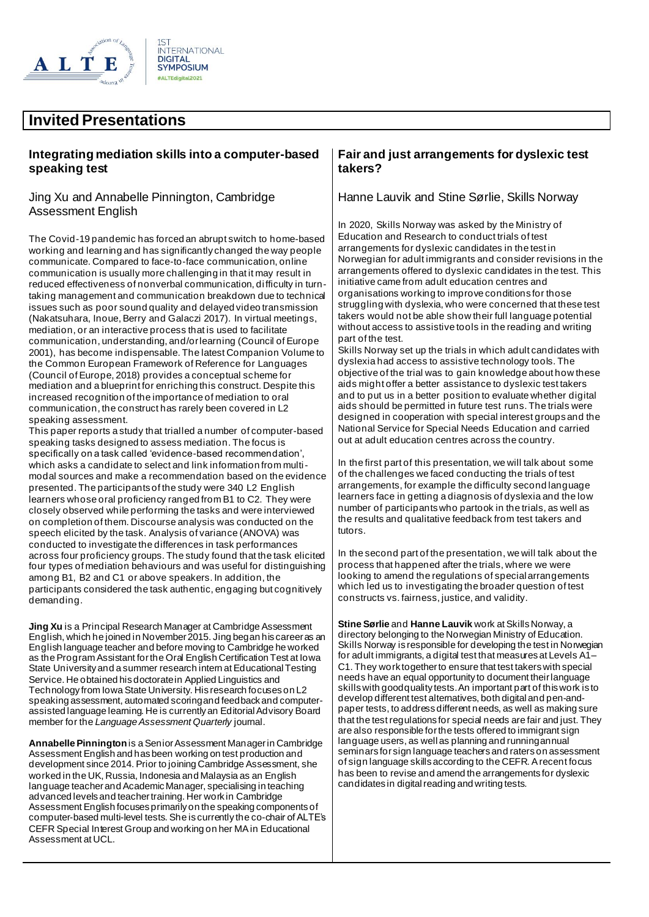# Invited Presentations

## Integrating mediation skills into a computer-based speaking test

### Jing Xu and Annabelle Pinnington, Cambridge Assessment English

The Covid-19 pandemic has forced an abrupt switch to home-based working and learning and has significantly changed the way people communicate. Compared to face-to-face communication, online communication is usually more challenging in that it may result in reduced effectiveness of nonverbal communication, difficulty in turn-taking management and communication breakdown due to technical issues such as poor sound quality and delayed video transmission (Nakatsuhara, Inoue, Berry and Galaczi 2017). In virtual meetings, mediation, or an interactive process that is used to facilitate communication, understanding, and/or learning (Council of Europe 2001), has become indispensable. The latest Companion Volume to the Common European Framework of Reference for Languages (Council of Europe, 2018) provides a conceptual scheme for mediation and a blueprint for enriching this construct. Despite this increased recognition of the importance of mediation to oral communication, the construct has rarely been covered in L2 speaking assessment.

This paper reports a study that trialled a number of computer-based speaking tasks designed to assess mediation. The focus is specifically on a task called 'evidence-based recommendation', which asks a candidate to select and link information from multi-modal sources and make a recommendation based on the evidence presented. The participants of the study were 340 L2 English learners whose oral proficiency ranged from B1 to C2. They were closely observed while performing the tasks and were interviewed on completion of them. Discourse analysis was conducted on the speech elicited by the task. Analysis of variance (ANOVA) was conducted to investigate the differences in task performances across four proficiency groups. The study found that the task elicited four types of mediation behaviours and was useful for distinguishing among B1, B2 and C1 or above speakers. In addition, the participants considered the task authentic, engaging but cognitively demanding.

**Jing Xu** is a Principal Research Manager at Cambridge Assessment English, which he joined in November 2015. Jing began his career as an English language teacher and before moving to Cambridge he worked as the Program Assistant for the Oral English Certification Test at Iowa State University and a summer research intern at Educational Testing Service. He obtained his doctorate in Applied Linguistics and Technology from Iowa State University. His research focuses on L2 speaking assessment, automated scoring and feedback and computer-assisted language learning. He is currently an Editorial Advisory Board member for the *Language Assessment Quarterly* journal.

**Annabelle Pinnington** is a Senior Assessment Manager in Cambridge Assessment English and has been working on test production and development since 2014. Prior to joining Cambridge Assessment, she worked in the UK, Russia, Indonesia and Malaysia as an English language teacher and Academic Manager, specialising in teaching advanced levels and teacher training. Her work in Cambridge Assessment English focuses primarily on the speaking components of computer-based multi-level tests. She is currently the co-chair of ALTE's CEFR Special Interest Group and working on her MA in Educational Assessment at UCL.

## Fair and just arrangements for dyslexic test takers?

### Hanne Lauvik and Stine Sørlie, Skills Norway

In 2020, Skills Norway was asked by the Ministry of Education and Research to conduct trials of test arrangements for dyslexic candidates in the test in Norwegian for adult immigrants and consider revisions in the arrangements offered to dyslexic candidates in the test. This initiative came from adult education centres and organisations working to improve conditions for those struggling with dyslexia, who were concerned that these test takers would not be able show their full language potential without access to assistive tools in the reading and writing part of the test.

Skills Norway set up the trials in which adult candidates with dyslexia had access to assistive technology tools. The objective of the trial was to gain knowledge about how these aids might offer a better assistance to dyslexic test takers and to put us in a better position to evaluate whether digital aids should be permitted in future test runs. The trials were designed in cooperation with special interest groups and the National Service for Special Needs Education and carried out at adult education centres across the country.

In the first part of this presentation, we will talk about some of the challenges we faced conducting the trials of test arrangements, for example the difficulty second language learners face in getting a diagnosis of dyslexia and the low number of participants who partook in the trials, as well as the results and qualitative feedback from test takers and tutors.

In the second part of the presentation, we will talk about the process that happened after the trials, where we were looking to amend the regulations of special arrangements which led us to investigating the broader question of test constructs vs. fairness, justice, and validity.

**Stine Sørlie** and **Hanne Lauvik** work at Skills Norway, a directory belonging to the Norwegian Ministry of Education. Skills Norway is responsible for developing the test in Norwegian for adult immigrants, a digital test that measures at Levels A1–C1. They work together to ensure that test takers with special needs have an equal opportunity to document their language skills with good quality tests. An important part of this work is to develop different test alternatives, both digital and pen-and-paper tests, to address different needs, as well as making sure that the test regulations for special needs are fair and just. They are also responsible for the tests offered to immigrant sign language users, as well as planning and running annual seminars for sign language teachers and raters on assessment of sign language skills according to the CEFR. A recent focus has been to revise and amend the arrangements for dyslexic candidates in digital reading and writing tests.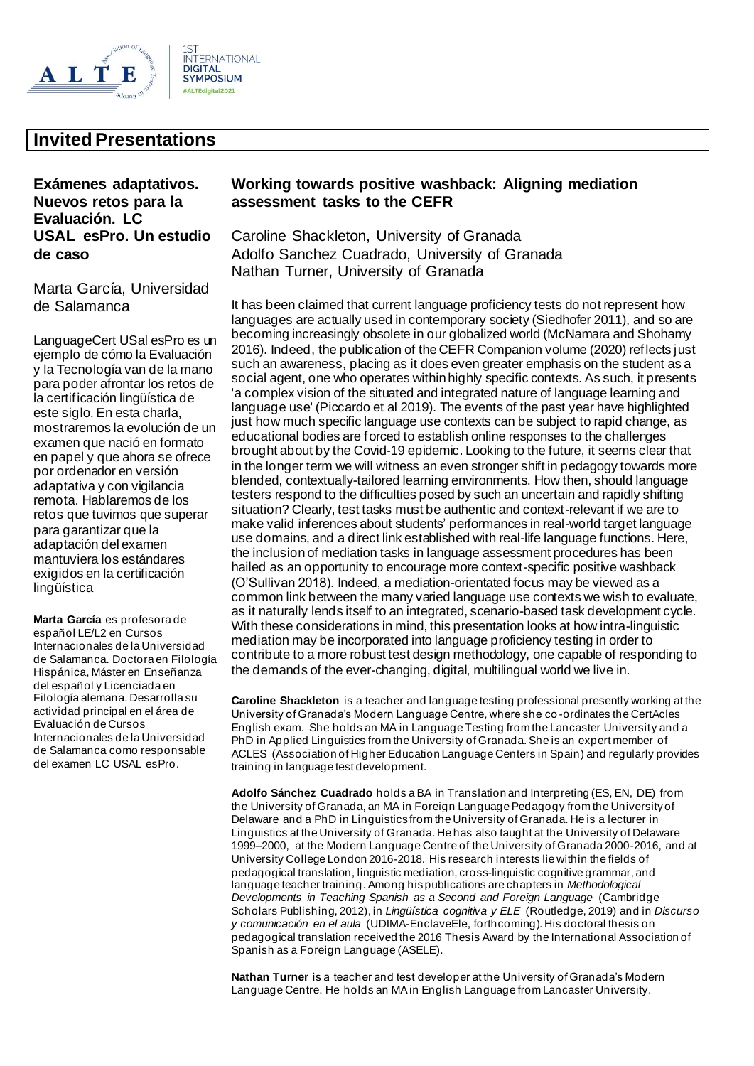## Invited Presentations

### Exámenes adaptativos. Nuevos retos para la Evaluación. LC USAL esPro. Un estudio de caso

Marta García, Universidad de Salamanca

LanguageCert USal esPro es un ejemplo de cómo la Evaluación y la Tecnología van de la mano para poder afrontar los retos de la certificación lingüística de este siglo. En esta charla, mostraremos la evolución de un examen que nació en formato en papel y que ahora se ofrece por ordenador en versión adaptativa y con vigilancia remota. Hablaremos de los retos que tuvimos que superar para garantizar que la adaptación del examen mantuviera los estándares exigidos en la certificación lingüística

**Marta García** es profesora de español LE/L2 en Cursos Internacionales de la Universidad de Salamanca. Doctora en Filología Hispánica, Máster en Enseñanza del español y Licenciada en Filología alemana. Desarrolla su actividad principal en el área de Evaluación de Cursos Internacionales de la Universidad de Salamanca como responsable del examen LC USAL esPro.

### Working towards positive washback: Aligning mediation assessment tasks to the CEFR

Caroline Shackleton, University of Granada
Adolfo Sanchez Cuadrado, University of Granada
Nathan Turner, University of Granada

It has been claimed that current language proficiency tests do not represent how languages are actually used in contemporary society (Siedhofer 2011), and so are becoming increasingly obsolete in our globalized world (McNamara and Shohamy 2016). Indeed, the publication of the CEFR Companion volume (2020) reflects just such an awareness, placing as it does even greater emphasis on the student as a social agent, one who operates within highly specific contexts. As such, it presents 'a complex vision of the situated and integrated nature of language learning and language use' (Piccardo et al 2019). The events of the past year have highlighted just how much specific language use contexts can be subject to rapid change, as educational bodies are forced to establish online responses to the challenges brought about by the Covid-19 epidemic. Looking to the future, it seems clear that in the longer term we will witness an even stronger shift in pedagogy towards more blended, contextually-tailored learning environments. How then, should language testers respond to the difficulties posed by such an uncertain and rapidly shifting situation? Clearly, test tasks must be authentic and context-relevant if we are to make valid inferences about students' performances in real-world target language use domains, and a direct link established with real-life language functions. Here, the inclusion of mediation tasks in language assessment procedures has been hailed as an opportunity to encourage more context-specific positive washback (O'Sullivan 2018). Indeed, a mediation-orientated focus may be viewed as a common link between the many varied language use contexts we wish to evaluate, as it naturally lends itself to an integrated, scenario-based task development cycle. With these considerations in mind, this presentation looks at how intra-linguistic mediation may be incorporated into language proficiency testing in order to contribute to a more robust test design methodology, one capable of responding to the demands of the ever-changing, digital, multilingual world we live in.

**Caroline Shackleton** is a teacher and language testing professional presently working at the University of Granada's Modern Language Centre, where she co-ordinates the CertAcles English exam. She holds an MA in Language Testing from the Lancaster University and a PhD in Applied Linguistics from the University of Granada. She is an expert member of ACLES (Association of Higher Education Language Centers in Spain) and regularly provides training in language test development.

**Adolfo Sánchez Cuadrado** holds a BA in Translation and Interpreting (ES, EN, DE) from the University of Granada, an MA in Foreign Language Pedagogy from the University of Delaware and a PhD in Linguistics from the University of Granada. He is a lecturer in Linguistics at the University of Granada. He has also taught at the University of Delaware 1999–2000, at the Modern Language Centre of the University of Granada 2000-2016, and at University College London 2016-2018. His research interests lie within the fields of pedagogical translation, linguistic mediation, cross-linguistic cognitive grammar, and language teacher training. Among his publications are chapters in *Methodological Developments in Teaching Spanish as a Second and Foreign Language* (Cambridge Scholars Publishing, 2012), in *Lingüística cognitiva y ELE* (Routledge, 2019) and in *Discurso y comunicación en el aula* (UDIMA-EnclaveEle, forthcoming). His doctoral thesis on pedagogical translation received the 2016 Thesis Award by the International Association of Spanish as a Foreign Language (ASELE).

**Nathan Turner** is a teacher and test developer at the University of Granada's Modern Language Centre. He holds an MA in English Language from Lancaster University.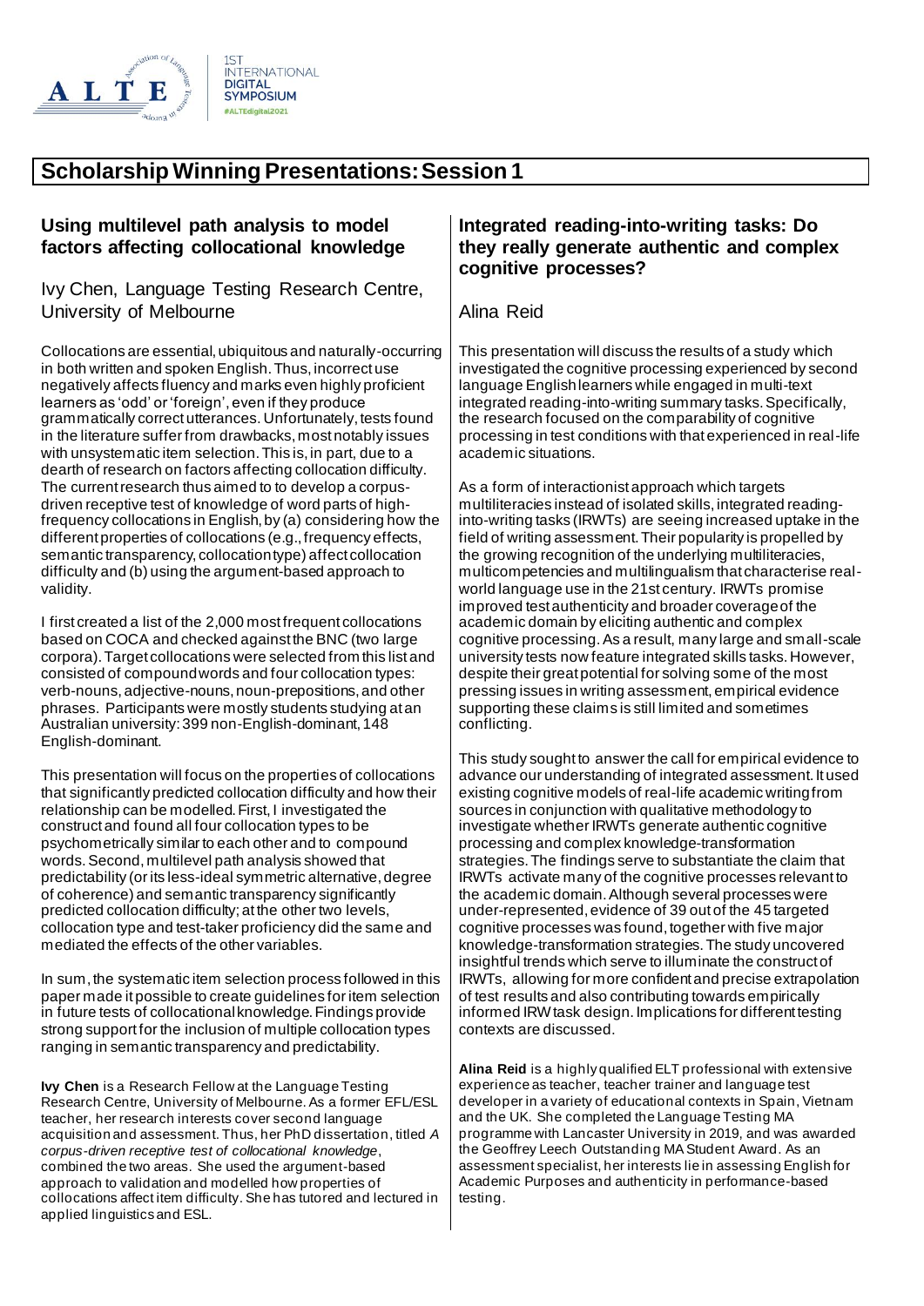# Scholarship Winning Presentations: Session 1

## Using multilevel path analysis to model factors affecting collocational knowledge

Ivy Chen, Language Testing Research Centre, University of Melbourne

Collocations are essential, ubiquitous and naturally-occurring in both written and spoken English. Thus, incorrect use negatively affects fluency and marks even highly proficient learners as 'odd' or 'foreign', even if they produce grammatically correct utterances. Unfortunately, tests found in the literature suffer from drawbacks, most notably issues with unsystematic item selection. This is, in part, due to a dearth of research on factors affecting collocation difficulty. The current research thus aimed to to develop a corpus-driven receptive test of knowledge of word parts of high-frequency collocations in English, by (a) considering how the different properties of collocations (e.g., frequency effects, semantic transparency, collocation type) affect collocation difficulty and (b) using the argument-based approach to validity.

I first created a list of the 2,000 most frequent collocations based on COCA and checked against the BNC (two large corpora). Target collocations were selected from this list and consisted of compound words and four collocation types: verb-nouns, adjective-nouns, noun-prepositions, and other phrases. Participants were mostly students studying at an Australian university: 399 non-English-dominant, 148 English-dominant.

This presentation will focus on the properties of collocations that significantly predicted collocation difficulty and how their relationship can be modelled. First, I investigated the construct and found all four collocation types to be psychometrically similar to each other and to compound words. Second, multilevel path analysis showed that predictability (or its less-ideal symmetric alternative, degree of coherence) and semantic transparency significantly predicted collocation difficulty; at the other two levels, collocation type and test-taker proficiency did the same and mediated the effects of the other variables.

In sum, the systematic item selection process followed in this paper made it possible to create guidelines for item selection in future tests of collocational knowledge. Findings provide strong support for the inclusion of multiple collocation types ranging in semantic transparency and predictability.

**Ivy Chen** is a Research Fellow at the Language Testing Research Centre, University of Melbourne. As a former EFL/ESL teacher, her research interests cover second language acquisition and assessment. Thus, her PhD dissertation, titled *A corpus-driven receptive test of collocational knowledge*, combined the two areas. She used the argument-based approach to validation and modelled how properties of collocations affect item difficulty. She has tutored and lectured in applied linguistics and ESL.

## Integrated reading-into-writing tasks: Do they really generate authentic and complex cognitive processes?

Alina Reid

This presentation will discuss the results of a study which investigated the cognitive processing experienced by second language English learners while engaged in multi-text integrated reading-into-writing summary tasks. Specifically, the research focused on the comparability of cognitive processing in test conditions with that experienced in real-life academic situations.

As a form of interactionist approach which targets multiliteracies instead of isolated skills, integrated reading-into-writing tasks (IRWTs) are seeing increased uptake in the field of writing assessment. Their popularity is propelled by the growing recognition of the underlying multiliteracies, multicompetencies and multilingualism that characterise real-world language use in the 21st century. IRWTs promise improved test authenticity and broader coverage of the academic domain by eliciting authentic and complex cognitive processing. As a result, many large and small-scale university tests now feature integrated skills tasks. However, despite their great potential for solving some of the most pressing issues in writing assessment, empirical evidence supporting these claims is still limited and sometimes conflicting.

This study sought to answer the call for empirical evidence to advance our understanding of integrated assessment. It used existing cognitive models of real-life academic writing from sources in conjunction with qualitative methodology to investigate whether IRWTs generate authentic cognitive processing and complex knowledge-transformation strategies. The findings serve to substantiate the claim that IRWTs activate many of the cognitive processes relevant to the academic domain. Although several processes were under-represented, evidence of 39 out of the 45 targeted cognitive processes was found, together with five major knowledge-transformation strategies. The study uncovered insightful trends which serve to illuminate the construct of IRWTs, allowing for more confident and precise extrapolation of test results and also contributing towards empirically informed IRW task design. Implications for different testing contexts are discussed.

**Alina Reid** is a highly qualified ELT professional with extensive experience as teacher, teacher trainer and language test developer in a variety of educational contexts in Spain, Vietnam and the UK. She completed the Language Testing MA programme with Lancaster University in 2019, and was awarded the Geoffrey Leech Outstanding MA Student Award. As an assessment specialist, her interests lie in assessing English for Academic Purposes and authenticity in performance-based testing.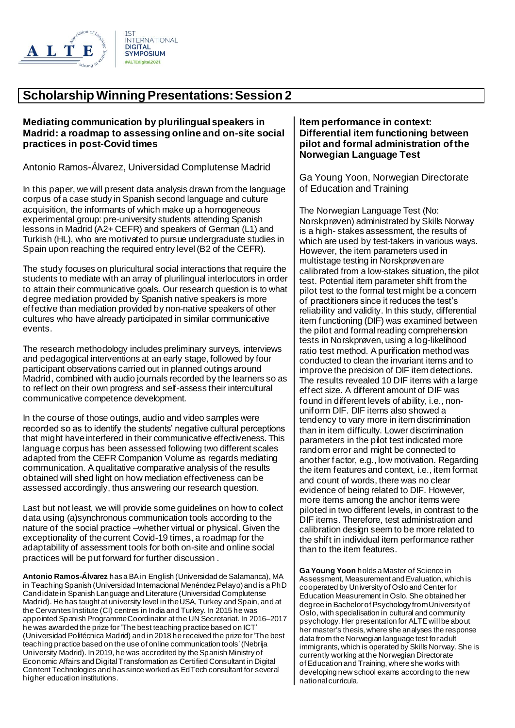## Scholarship Winning Presentations: Session 2

### Mediating communication by plurilingual speakers in Madrid: a roadmap to assessing online and on-site social practices in post-Covid times

Antonio Ramos-Álvarez, Universidad Complutense Madrid

In this paper, we will present data analysis drawn from the language corpus of a case study in Spanish second language and culture acquisition, the informants of which make up a homogeneous experimental group: pre-university students attending Spanish lessons in Madrid (A2+ CEFR) and speakers of German (L1) and Turkish (HL), who are motivated to pursue undergraduate studies in Spain upon reaching the required entry level (B2 of the CEFR).

The study focuses on pluricultural social interactions that require the students to mediate with an array of plurilingual interlocutors in order to attain their communicative goals. Our research question is to what degree mediation provided by Spanish native speakers is more effective than mediation provided by non-native speakers of other cultures who have already participated in similar communicative events.

The research methodology includes preliminary surveys, interviews and pedagogical interventions at an early stage, followed by four participant observations carried out in planned outings around Madrid, combined with audio journals recorded by the learners so as to reflect on their own progress and self-assess their intercultural communicative competence development.

In the course of those outings, audio and video samples were recorded so as to identify the students' negative cultural perceptions that might have interfered in their communicative effectiveness. This language corpus has been assessed following two different scales adapted from the CEFR Companion Volume as regards mediating communication. A qualitative comparative analysis of the results obtained will shed light on how mediation effectiveness can be assessed accordingly, thus answering our research question.

Last but not least, we will provide some guidelines on how to collect data using (a)synchronous communication tools according to the nature of the social practice –whether virtual or physical. Given the exceptionality of the current Covid-19 times, a roadmap for the adaptability of assessment tools for both on-site and online social practices will be put forward for further discussion .

**Antonio Ramos-Álvarez** has a BA in English (Universidad de Salamanca), MA in Teaching Spanish (Universidad Internacional Menéndez Pelayo) and is a PhD Candidate in Spanish Language and Literature (Universidad Complutense Madrid). He has taught at university level in the USA, Turkey and Spain, and at the Cervantes Institute (CI) centres in India and Turkey. In 2015 he was appointed Spanish Programme Coordinator at the UN Secretariat. In 2016–2017 he was awarded the prize for 'The best teaching practice based on ICT' (Universidad Politécnica Madrid) and in 2018 he received the prize for 'The best teaching practice based on the use of online communication tools' (Nebrija University Madrid). In 2019, he was accredited by the Spanish Ministry of Economic Affairs and Digital Transformation as Certified Consultant in Digital Content Technologies and has since worked as EdTech consultant for several higher education institutions.

### Item performance in context: Differential item functioning between pilot and formal administration of the Norwegian Language Test

Ga Young Yoon, Norwegian Directorate of Education and Training

The Norwegian Language Test (No: Norskprøven) administrated by Skills Norway is a high- stakes assessment, the results of which are used by test-takers in various ways. However, the item parameters used in multistage testing in Norskprøven are calibrated from a low-stakes situation, the pilot test. Potential item parameter shift from the pilot test to the formal test might be a concern of practitioners since it reduces the test's reliability and validity. In this study, differential item functioning (DIF) was examined between the pilot and formal reading comprehension tests in Norskprøven, using a log-likelihood ratio test method. A purification method was conducted to clean the invariant items and to improve the precision of DIF item detections. The results revealed 10 DIF items with a large effect size. A different amount of DIF was found in different levels of ability, i.e., non-uniform DIF. DIF items also showed a tendency to vary more in item discrimination than in item difficulty. Lower discrimination parameters in the pilot test indicated more random error and might be connected to another factor, e.g., low motivation. Regarding the item features and context, i.e., item format and count of words, there was no clear evidence of being related to DIF. However, more items among the anchor items were piloted in two different levels, in contrast to the DIF items. Therefore, test administration and calibration design seem to be more related to the shift in individual item performance rather than to the item features.

**Ga Young Yoon** holds a Master of Science in Assessment, Measurement and Evaluation, which is cooperated by University of Oslo and Center for Education Measurement in Oslo. She obtained her degree in Bachelor of Psychology from University of Oslo, with specialisation in cultural and community psychology. Her presentation for ALTE will be about her master's thesis, where she analyses the response data from the Norwegian language test for adult immigrants, which is operated by Skills Norway. She is currently working at the Norwegian Directorate of Education and Training, where she works with developing new school exams according to the new national curricula.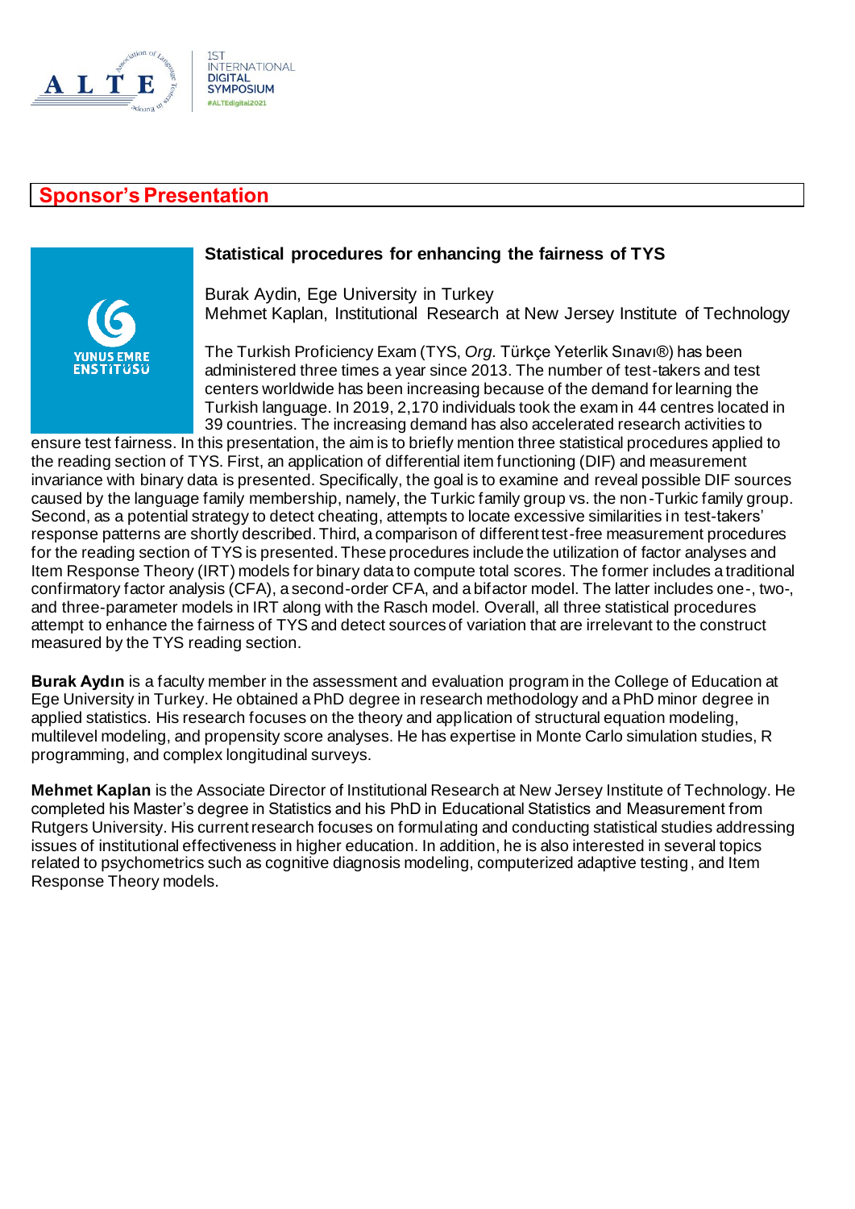## Sponsor's Presentation

### Statistical procedures for enhancing the fairness of TYS

Burak Aydin, Ege University in Turkey
Mehmet Kaplan, Institutional Research at New Jersey Institute of Technology

The Turkish Proficiency Exam (TYS, *Org.* Türkçe Yeterlik Sınavı®) has been administered three times a year since 2013. The number of test-takers and test centers worldwide has been increasing because of the demand for learning the Turkish language. In 2019, 2,170 individuals took the exam in 44 centres located in 39 countries. The increasing demand has also accelerated research activities to ensure test fairness. In this presentation, the aim is to briefly mention three statistical procedures applied to the reading section of TYS. First, an application of differential item functioning (DIF) and measurement invariance with binary data is presented. Specifically, the goal is to examine and reveal possible DIF sources caused by the language family membership, namely, the Turkic family group vs. the non-Turkic family group. Second, as a potential strategy to detect cheating, attempts to locate excessive similarities in test-takers' response patterns are shortly described. Third, a comparison of different test-free measurement procedures for the reading section of TYS is presented. These procedures include the utilization of factor analyses and Item Response Theory (IRT) models for binary data to compute total scores. The former includes a traditional confirmatory factor analysis (CFA), a second-order CFA, and a bifactor model. The latter includes one-, two-, and three-parameter models in IRT along with the Rasch model. Overall, all three statistical procedures attempt to enhance the fairness of TYS and detect sources of variation that are irrelevant to the construct measured by the TYS reading section.

**Burak Aydın** is a faculty member in the assessment and evaluation program in the College of Education at Ege University in Turkey. He obtained a PhD degree in research methodology and a PhD minor degree in applied statistics. His research focuses on the theory and application of structural equation modeling, multilevel modeling, and propensity score analyses. He has expertise in Monte Carlo simulation studies, R programming, and complex longitudinal surveys.

**Mehmet Kaplan** is the Associate Director of Institutional Research at New Jersey Institute of Technology. He completed his Master's degree in Statistics and his PhD in Educational Statistics and Measurement from Rutgers University. His current research focuses on formulating and conducting statistical studies addressing issues of institutional effectiveness in higher education. In addition, he is also interested in several topics related to psychometrics such as cognitive diagnosis modeling, computerized adaptive testing, and Item Response Theory models.